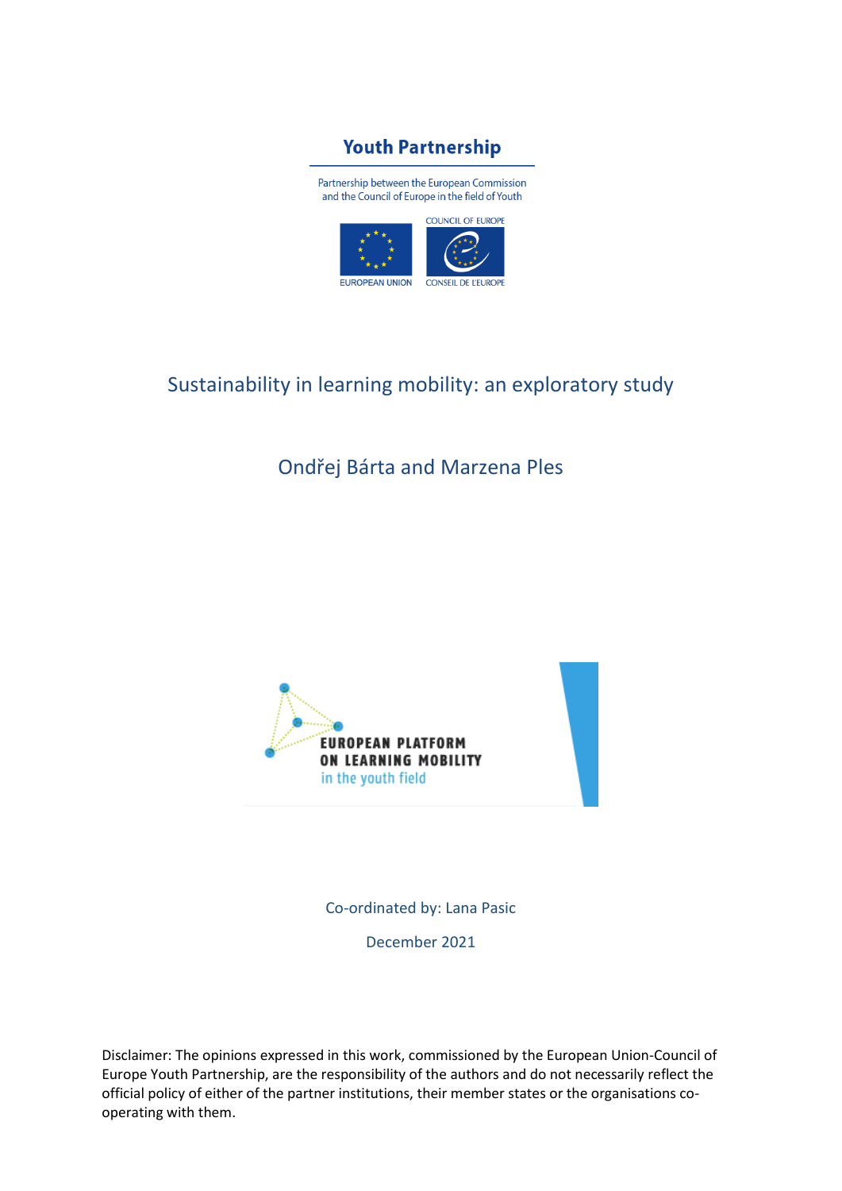Youth Partnership

Partnership between the European Commission and the Council of Europe in the field of Youth

COUNCIL OF EUROPE

EUROPEAN UNION

CONSEIL DE L'EUROPE

# Sustainability in learning mobility: an exploratory study

Ondřej Bárta and Marzena Ples

EUROPEAN PLATFORM ON LEARNING MOBILITY in the youth field

Co-ordinated by: Lana Pasic

December 2021

Disclaimer: The opinions expressed in this work, commissioned by the European Union-Council of Europe Youth Partnership, are the responsibility of the authors and do not necessarily reflect the official policy of either of the partner institutions, their member states or the organisations co-operating with them.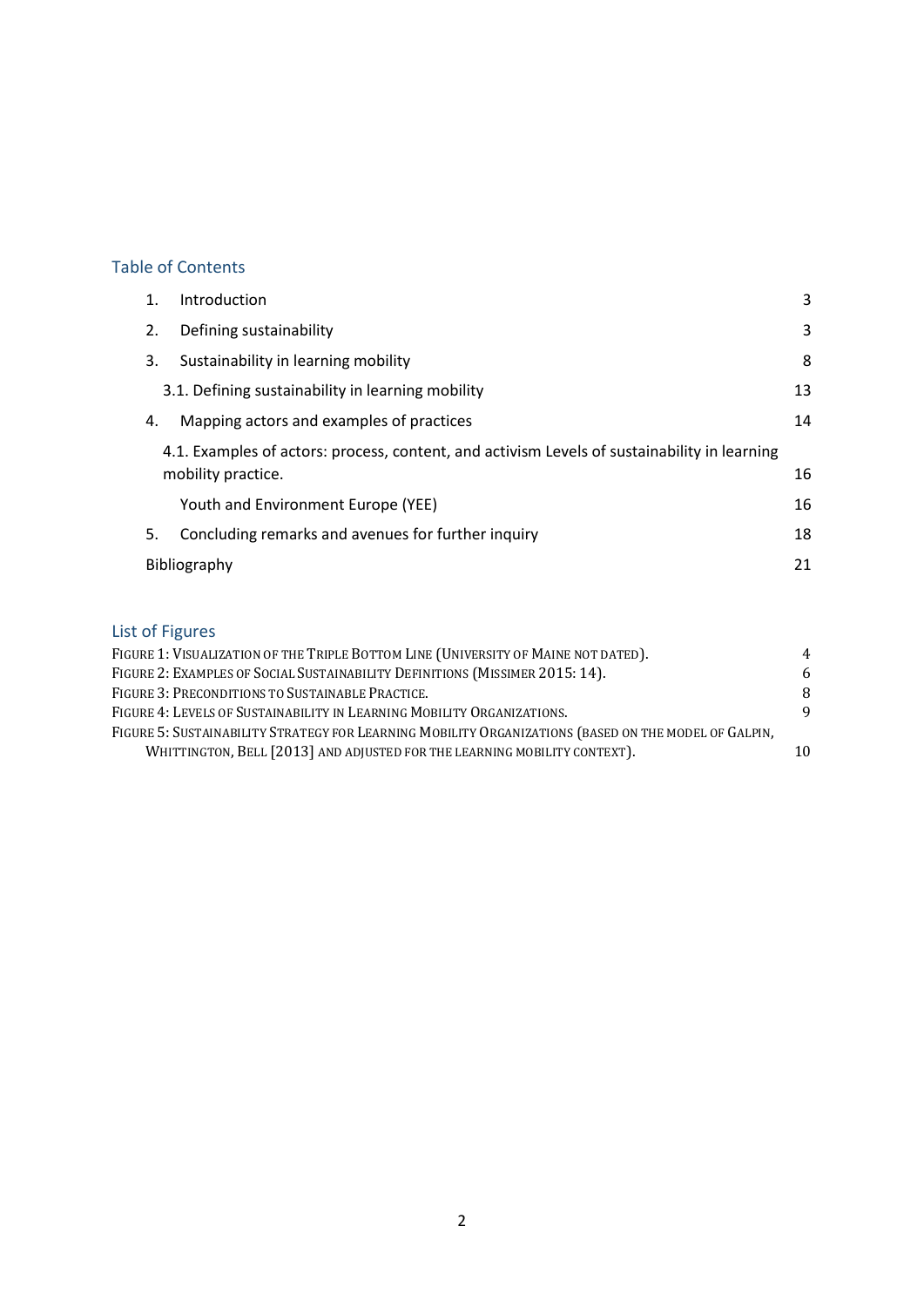## Table of Contents

| | | |
|---|---|---|
| 1. | Introduction | 3 |
| 2. | Defining sustainability | 3 |
| 3. | Sustainability in learning mobility | 8 |
| | 3.1. Defining sustainability in learning mobility | 13 |
| 4. | Mapping actors and examples of practices | 14 |
| | 4.1. Examples of actors: process, content, and activism Levels of sustainability in learning mobility practice. | 16 |
| | Youth and Environment Europe (YEE) | 16 |
| 5. | Concluding remarks and avenues for further inquiry | 18 |
| | Bibliography | 21 |

## List of Figures

| | |
|---|---|
| Figure 1: Visualization of the Triple Bottom Line (University of Maine not dated). | 4 |
| Figure 2: Examples of Social Sustainability Definitions (Missimer 2015: 14). | 6 |
| Figure 3: Preconditions to Sustainable Practice. | 8 |
| Figure 4: Levels of Sustainability in Learning Mobility Organizations. | 9 |
| Figure 5: Sustainability Strategy for Learning Mobility Organizations (based on the model of Galpin, Whittington, Bell [2013] and adjusted for the learning mobility context). | 10 |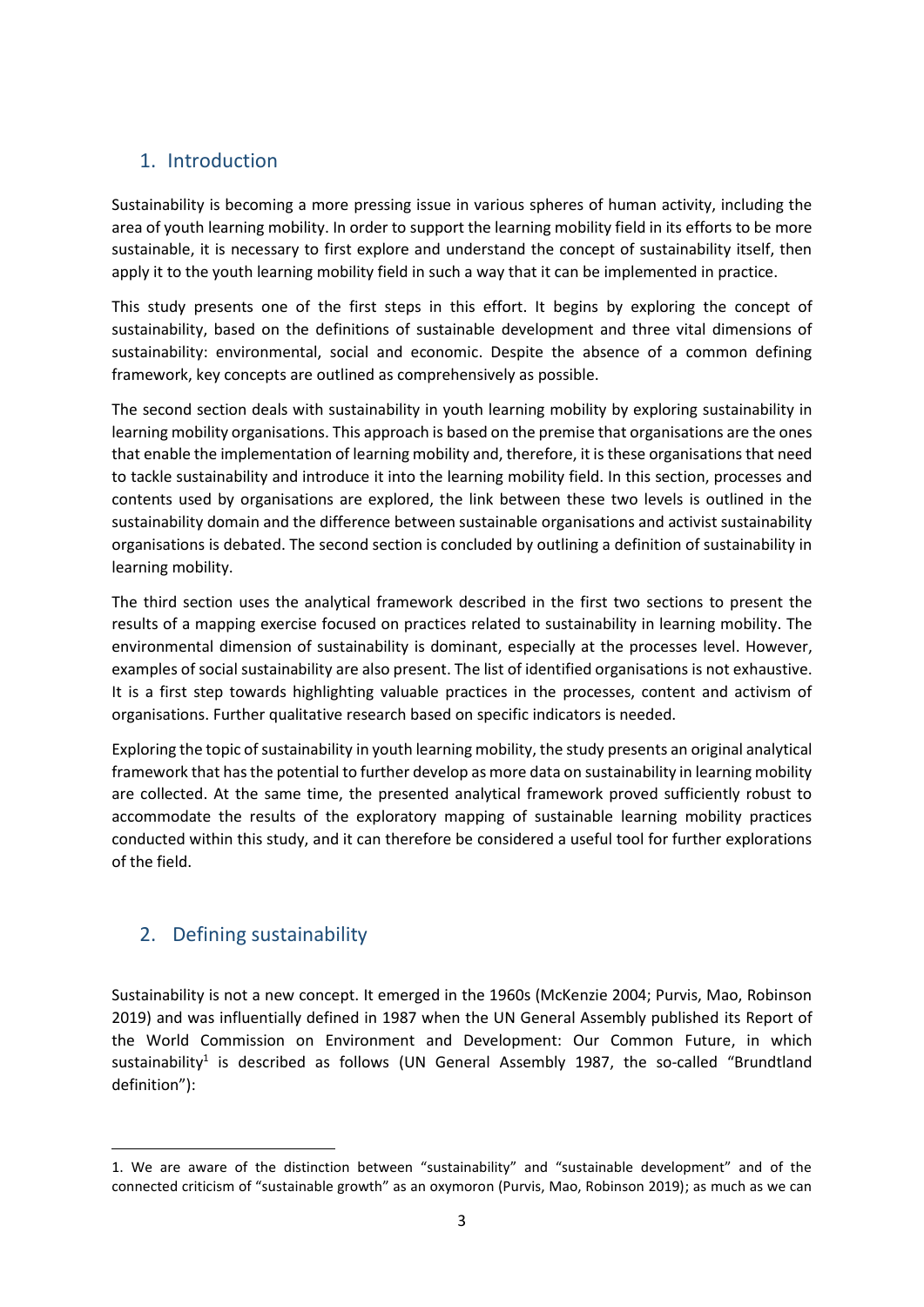## 1. Introduction

Sustainability is becoming a more pressing issue in various spheres of human activity, including the area of youth learning mobility. In order to support the learning mobility field in its efforts to be more sustainable, it is necessary to first explore and understand the concept of sustainability itself, then apply it to the youth learning mobility field in such a way that it can be implemented in practice.

This study presents one of the first steps in this effort. It begins by exploring the concept of sustainability, based on the definitions of sustainable development and three vital dimensions of sustainability: environmental, social and economic. Despite the absence of a common defining framework, key concepts are outlined as comprehensively as possible.

The second section deals with sustainability in youth learning mobility by exploring sustainability in learning mobility organisations. This approach is based on the premise that organisations are the ones that enable the implementation of learning mobility and, therefore, it is these organisations that need to tackle sustainability and introduce it into the learning mobility field. In this section, processes and contents used by organisations are explored, the link between these two levels is outlined in the sustainability domain and the difference between sustainable organisations and activist sustainability organisations is debated. The second section is concluded by outlining a definition of sustainability in learning mobility.

The third section uses the analytical framework described in the first two sections to present the results of a mapping exercise focused on practices related to sustainability in learning mobility. The environmental dimension of sustainability is dominant, especially at the processes level. However, examples of social sustainability are also present. The list of identified organisations is not exhaustive. It is a first step towards highlighting valuable practices in the processes, content and activism of organisations. Further qualitative research based on specific indicators is needed.

Exploring the topic of sustainability in youth learning mobility, the study presents an original analytical framework that has the potential to further develop as more data on sustainability in learning mobility are collected. At the same time, the presented analytical framework proved sufficiently robust to accommodate the results of the exploratory mapping of sustainable learning mobility practices conducted within this study, and it can therefore be considered a useful tool for further explorations of the field.

## 2. Defining sustainability

Sustainability is not a new concept. It emerged in the 1960s (McKenzie 2004; Purvis, Mao, Robinson 2019) and was influentially defined in 1987 when the UN General Assembly published its Report of the World Commission on Environment and Development: Our Common Future, in which sustainability[1] is described as follows (UN General Assembly 1987, the so-called "Brundtland definition"):

1. We are aware of the distinction between "sustainability" and "sustainable development" and of the connected criticism of "sustainable growth" as an oxymoron (Purvis, Mao, Robinson 2019); as much as we can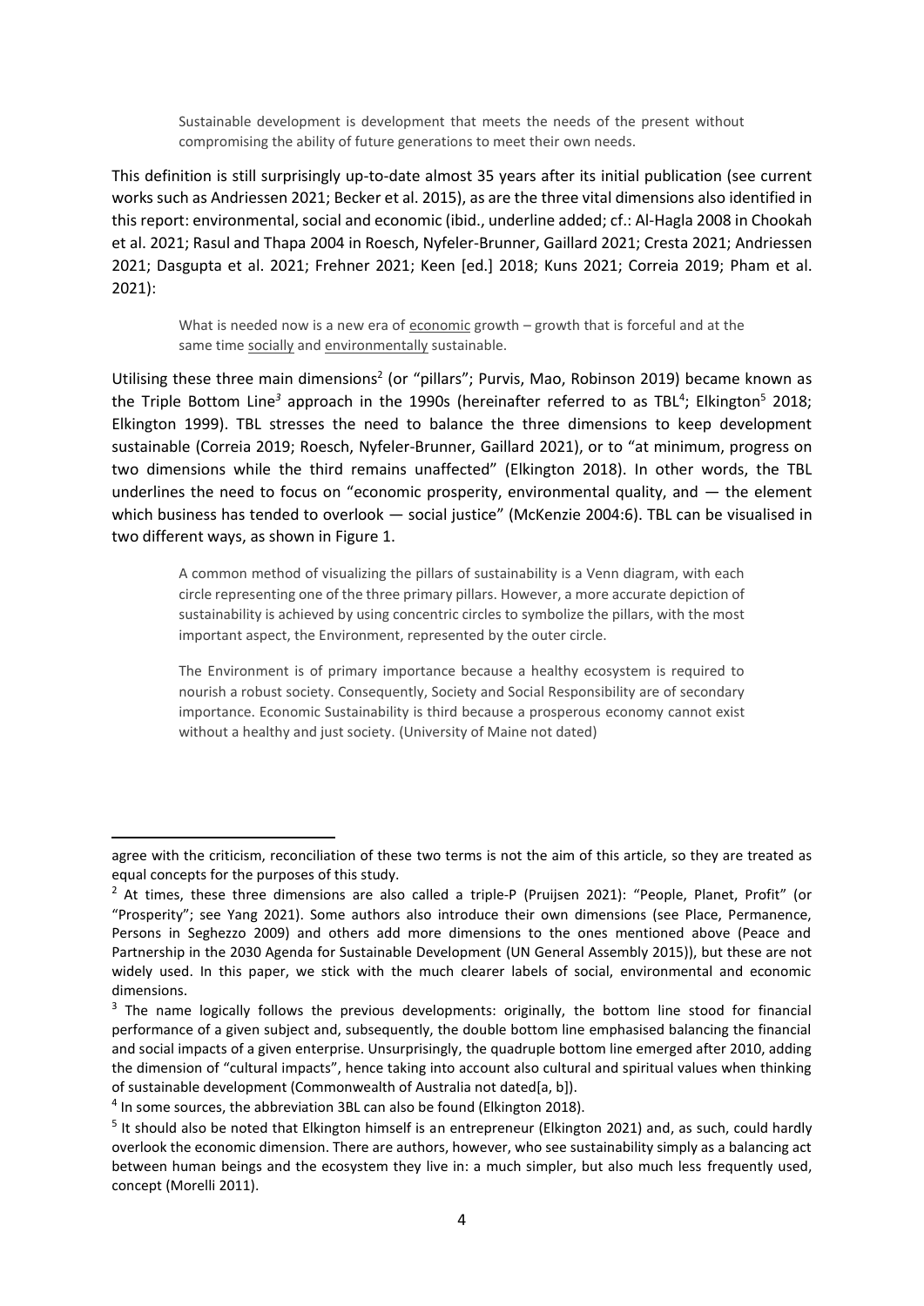> Sustainable development is development that meets the needs of the present without compromising the ability of future generations to meet their own needs.

This definition is still surprisingly up-to-date almost 35 years after its initial publication (see current works such as Andriessen 2021; Becker et al. 2015), as are the three vital dimensions also identified in this report: environmental, social and economic (ibid., underline added; cf.: Al-Hagla 2008 in Chookah et al. 2021; Rasul and Thapa 2004 in Roesch, Nyfeler-Brunner, Gaillard 2021; Cresta 2021; Andriessen 2021; Dasgupta et al. 2021; Frehner 2021; Keen [ed.] 2018; Kuns 2021; Correia 2019; Pham et al. 2021):

> What is needed now is a new era of <u>economic</u> growth – growth that is forceful and at the same time <u>socially</u> and <u>environmentally</u> sustainable.

Utilising these three main dimensions[2] (or "pillars"; Purvis, Mao, Robinson 2019) became known as the Triple Bottom Line[3] approach in the 1990s (hereinafter referred to as TBL[4]; Elkington[5] 2018; Elkington 1999). TBL stresses the need to balance the three dimensions to keep development sustainable (Correia 2019; Roesch, Nyfeler-Brunner, Gaillard 2021), or to "at minimum, progress on two dimensions while the third remains unaffected" (Elkington 2018). In other words, the TBL underlines the need to focus on "economic prosperity, environmental quality, and — the element which business has tended to overlook — social justice" (McKenzie 2004:6). TBL can be visualised in two different ways, as shown in Figure 1.

> A common method of visualizing the pillars of sustainability is a Venn diagram, with each circle representing one of the three primary pillars. However, a more accurate depiction of sustainability is achieved by using concentric circles to symbolize the pillars, with the most important aspect, the Environment, represented by the outer circle.
>
> The Environment is of primary importance because a healthy ecosystem is required to nourish a robust society. Consequently, Society and Social Responsibility are of secondary importance. Economic Sustainability is third because a prosperous economy cannot exist without a healthy and just society. (University of Maine not dated)

---

agree with the criticism, reconciliation of these two terms is not the aim of this article, so they are treated as equal concepts for the purposes of this study.

[2] At times, these three dimensions are also called a triple-P (Pruijsen 2021): "People, Planet, Profit" (or "Prosperity"; see Yang 2021). Some authors also introduce their own dimensions (see Place, Permanence, Persons in Seghezzo 2009) and others add more dimensions to the ones mentioned above (Peace and Partnership in the 2030 Agenda for Sustainable Development (UN General Assembly 2015)), but these are not widely used. In this paper, we stick with the much clearer labels of social, environmental and economic dimensions.

[3] The name logically follows the previous developments: originally, the bottom line stood for financial performance of a given subject and, subsequently, the double bottom line emphasised balancing the financial and social impacts of a given enterprise. Unsurprisingly, the quadruple bottom line emerged after 2010, adding the dimension of "cultural impacts", hence taking into account also cultural and spiritual values when thinking of sustainable development (Commonwealth of Australia not dated[a, b]).

[4] In some sources, the abbreviation 3BL can also be found (Elkington 2018).

[5] It should also be noted that Elkington himself is an entrepreneur (Elkington 2021) and, as such, could hardly overlook the economic dimension. There are authors, however, who see sustainability simply as a balancing act between human beings and the ecosystem they live in: a much simpler, but also much less frequently used, concept (Morelli 2011).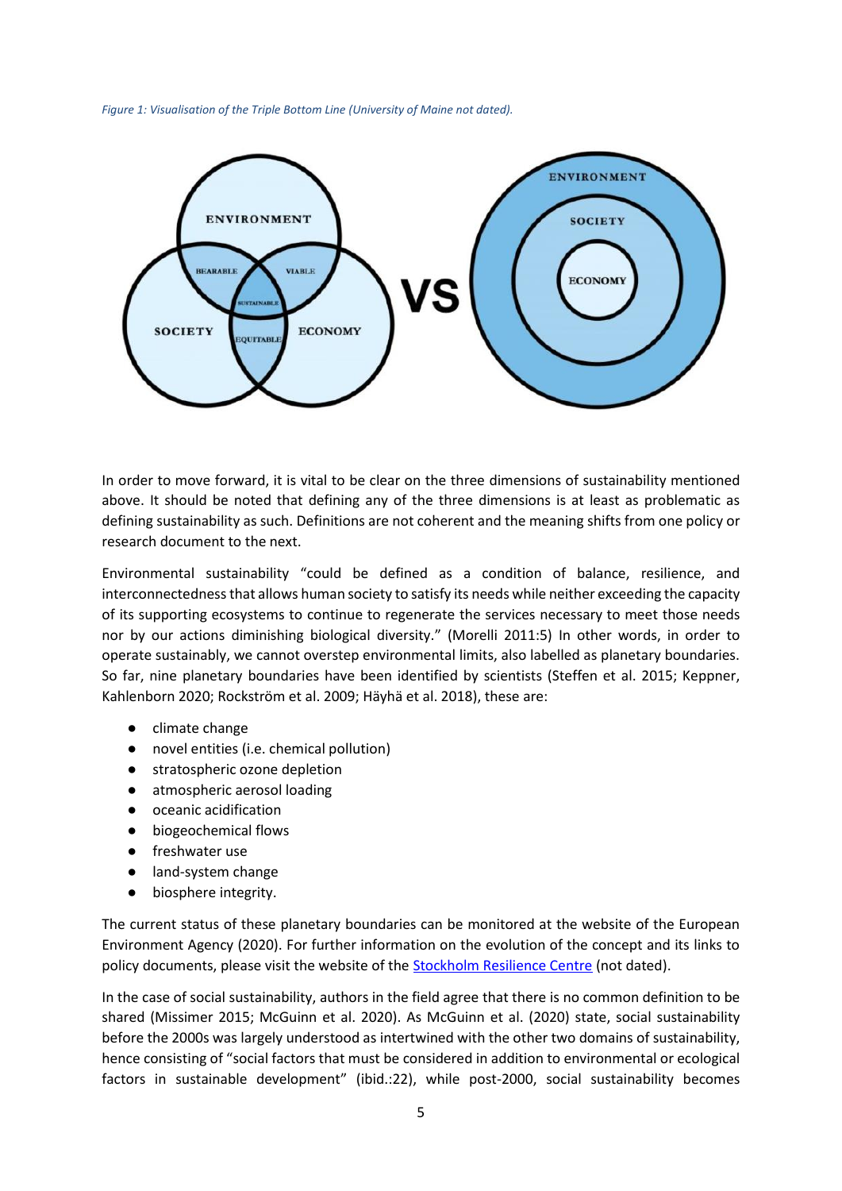*Figure 1: Visualisation of the Triple Bottom Line (University of Maine not dated).*

In order to move forward, it is vital to be clear on the three dimensions of sustainability mentioned above. It should be noted that defining any of the three dimensions is at least as problematic as defining sustainability as such. Definitions are not coherent and the meaning shifts from one policy or research document to the next.

Environmental sustainability "could be defined as a condition of balance, resilience, and interconnectedness that allows human society to satisfy its needs while neither exceeding the capacity of its supporting ecosystems to continue to regenerate the services necessary to meet those needs nor by our actions diminishing biological diversity." (Morelli 2011:5) In other words, in order to operate sustainably, we cannot overstep environmental limits, also labelled as planetary boundaries. So far, nine planetary boundaries have been identified by scientists (Steffen et al. 2015; Keppner, Kahlenborn 2020; Rockström et al. 2009; Häyhä et al. 2018), these are:

- climate change
- novel entities (i.e. chemical pollution)
- stratospheric ozone depletion
- atmospheric aerosol loading
- oceanic acidification
- biogeochemical flows
- freshwater use
- land-system change
- biosphere integrity.

The current status of these planetary boundaries can be monitored at the website of the European Environment Agency (2020). For further information on the evolution of the concept and its links to policy documents, please visit the website of the Stockholm Resilience Centre (not dated).

In the case of social sustainability, authors in the field agree that there is no common definition to be shared (Missimer 2015; McGuinn et al. 2020). As McGuinn et al. (2020) state, social sustainability before the 2000s was largely understood as intertwined with the other two domains of sustainability, hence consisting of "social factors that must be considered in addition to environmental or ecological factors in sustainable development" (ibid.:22), while post-2000, social sustainability becomes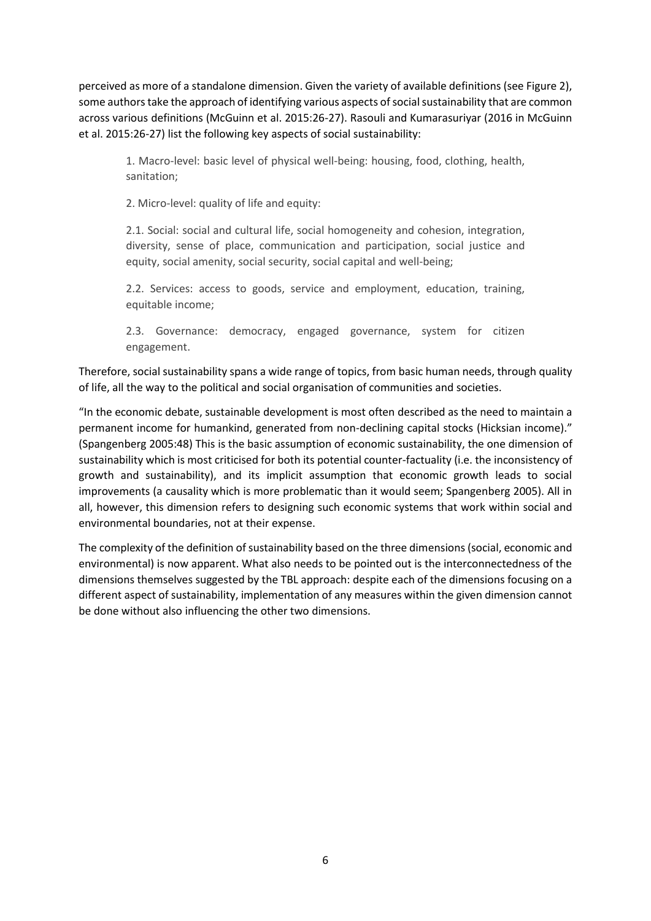perceived as more of a standalone dimension. Given the variety of available definitions (see Figure 2), some authors take the approach of identifying various aspects of social sustainability that are common across various definitions (McGuinn et al. 2015:26-27). Rasouli and Kumarasuriyar (2016 in McGuinn et al. 2015:26-27) list the following key aspects of social sustainability:

> 1. Macro-level: basic level of physical well-being: housing, food, clothing, health, sanitation;
>
> 2. Micro-level: quality of life and equity:
>
> 2.1. Social: social and cultural life, social homogeneity and cohesion, integration, diversity, sense of place, communication and participation, social justice and equity, social amenity, social security, social capital and well-being;
>
> 2.2. Services: access to goods, service and employment, education, training, equitable income;
>
> 2.3. Governance: democracy, engaged governance, system for citizen engagement.

Therefore, social sustainability spans a wide range of topics, from basic human needs, through quality of life, all the way to the political and social organisation of communities and societies.

"In the economic debate, sustainable development is most often described as the need to maintain a permanent income for humankind, generated from non-declining capital stocks (Hicksian income)." (Spangenberg 2005:48) This is the basic assumption of economic sustainability, the one dimension of sustainability which is most criticised for both its potential counter-factuality (i.e. the inconsistency of growth and sustainability), and its implicit assumption that economic growth leads to social improvements (a causality which is more problematic than it would seem; Spangenberg 2005). All in all, however, this dimension refers to designing such economic systems that work within social and environmental boundaries, not at their expense.

The complexity of the definition of sustainability based on the three dimensions (social, economic and environmental) is now apparent. What also needs to be pointed out is the interconnectedness of the dimensions themselves suggested by the TBL approach: despite each of the dimensions focusing on a different aspect of sustainability, implementation of any measures within the given dimension cannot be done without also influencing the other two dimensions.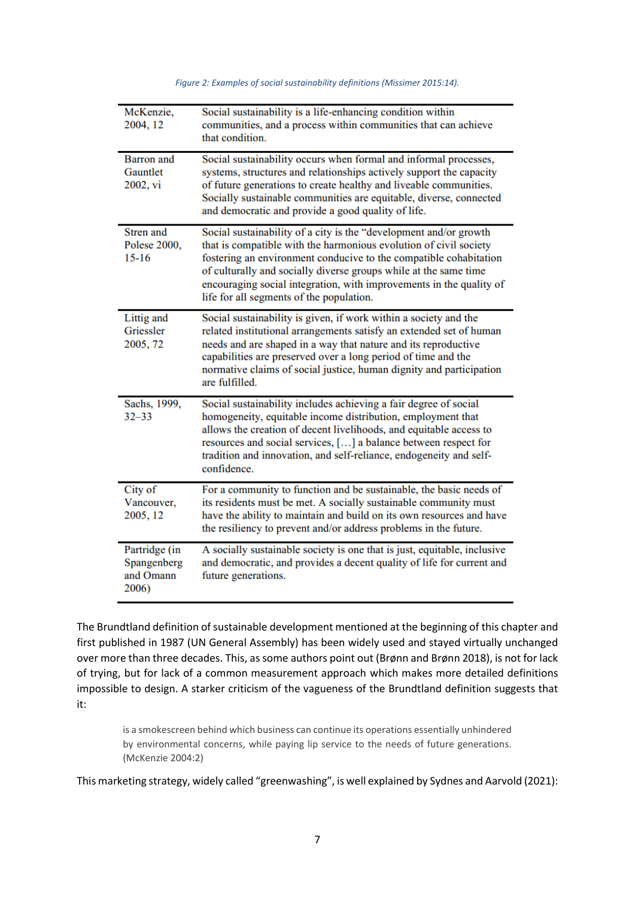*Figure 2: Examples of social sustainability definitions (Missimer 2015:14).*

| | |
|---|---|
| McKenzie, 2004, 12 | Social sustainability is a life-enhancing condition within communities, and a process within communities that can achieve that condition. |
| Barron and Gauntlet 2002, vi | Social sustainability occurs when formal and informal processes, systems, structures and relationships actively support the capacity of future generations to create healthy and liveable communities. Socially sustainable communities are equitable, diverse, connected and democratic and provide a good quality of life. |
| Stren and Polese 2000, 15-16 | Social sustainability of a city is the "development and/or growth that is compatible with the harmonious evolution of civil society fostering an environment conducive to the compatible cohabitation of culturally and socially diverse groups while at the same time encouraging social integration, with improvements in the quality of life for all segments of the population. |
| Littig and Griessler 2005, 72 | Social sustainability is given, if work within a society and the related institutional arrangements satisfy an extended set of human needs and are shaped in a way that nature and its reproductive capabilities are preserved over a long period of time and the normative claims of social justice, human dignity and participation are fulfilled. |
| Sachs, 1999, 32–33 | Social sustainability includes achieving a fair degree of social homogeneity, equitable income distribution, employment that allows the creation of decent livelihoods, and equitable access to resources and social services, […] a balance between respect for tradition and innovation, and self-reliance, endogeneity and self-confidence. |
| City of Vancouver, 2005, 12 | For a community to function and be sustainable, the basic needs of its residents must be met. A socially sustainable community must have the ability to maintain and build on its own resources and have the resiliency to prevent and/or address problems in the future. |
| Partridge (in Spangenberg and Omann 2006) | A socially sustainable society is one that is just, equitable, inclusive and democratic, and provides a decent quality of life for current and future generations. |

The Brundtland definition of sustainable development mentioned at the beginning of this chapter and first published in 1987 (UN General Assembly) has been widely used and stayed virtually unchanged over more than three decades. This, as some authors point out (Brønn and Brønn 2018), is not for lack of trying, but for lack of a common measurement approach which makes more detailed definitions impossible to design. A starker criticism of the vagueness of the Brundtland definition suggests that it:

> is a smokescreen behind which business can continue its operations essentially unhindered by environmental concerns, while paying lip service to the needs of future generations. (McKenzie 2004:2)

This marketing strategy, widely called "greenwashing", is well explained by Sydnes and Aarvold (2021):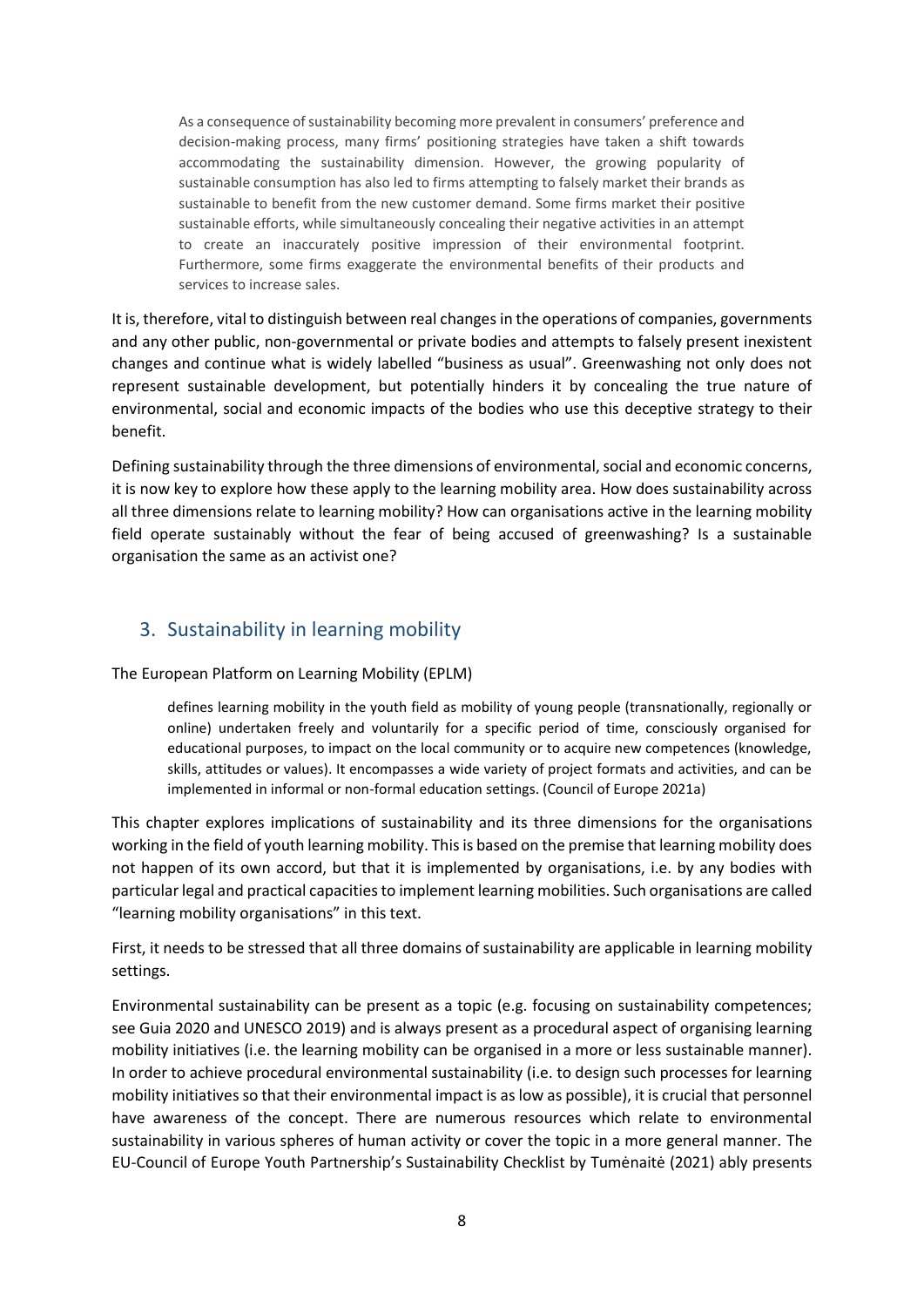> As a consequence of sustainability becoming more prevalent in consumers' preference and decision-making process, many firms' positioning strategies have taken a shift towards accommodating the sustainability dimension. However, the growing popularity of sustainable consumption has also led to firms attempting to falsely market their brands as sustainable to benefit from the new customer demand. Some firms market their positive sustainable efforts, while simultaneously concealing their negative activities in an attempt to create an inaccurately positive impression of their environmental footprint. Furthermore, some firms exaggerate the environmental benefits of their products and services to increase sales.

It is, therefore, vital to distinguish between real changes in the operations of companies, governments and any other public, non-governmental or private bodies and attempts to falsely present inexistent changes and continue what is widely labelled "business as usual". Greenwashing not only does not represent sustainable development, but potentially hinders it by concealing the true nature of environmental, social and economic impacts of the bodies who use this deceptive strategy to their benefit.

Defining sustainability through the three dimensions of environmental, social and economic concerns, it is now key to explore how these apply to the learning mobility area. How does sustainability across all three dimensions relate to learning mobility? How can organisations active in the learning mobility field operate sustainably without the fear of being accused of greenwashing? Is a sustainable organisation the same as an activist one?

## 3. Sustainability in learning mobility

The European Platform on Learning Mobility (EPLM)

> defines learning mobility in the youth field as mobility of young people (transnationally, regionally or online) undertaken freely and voluntarily for a specific period of time, consciously organised for educational purposes, to impact on the local community or to acquire new competences (knowledge, skills, attitudes or values). It encompasses a wide variety of project formats and activities, and can be implemented in informal or non-formal education settings. (Council of Europe 2021a)

This chapter explores implications of sustainability and its three dimensions for the organisations working in the field of youth learning mobility. This is based on the premise that learning mobility does not happen of its own accord, but that it is implemented by organisations, i.e. by any bodies with particular legal and practical capacities to implement learning mobilities. Such organisations are called "learning mobility organisations" in this text.

First, it needs to be stressed that all three domains of sustainability are applicable in learning mobility settings.

Environmental sustainability can be present as a topic (e.g. focusing on sustainability competences; see Guia 2020 and UNESCO 2019) and is always present as a procedural aspect of organising learning mobility initiatives (i.e. the learning mobility can be organised in a more or less sustainable manner). In order to achieve procedural environmental sustainability (i.e. to design such processes for learning mobility initiatives so that their environmental impact is as low as possible), it is crucial that personnel have awareness of the concept. There are numerous resources which relate to environmental sustainability in various spheres of human activity or cover the topic in a more general manner. The EU-Council of Europe Youth Partnership's Sustainability Checklist by Tumėnaitė (2021) ably presents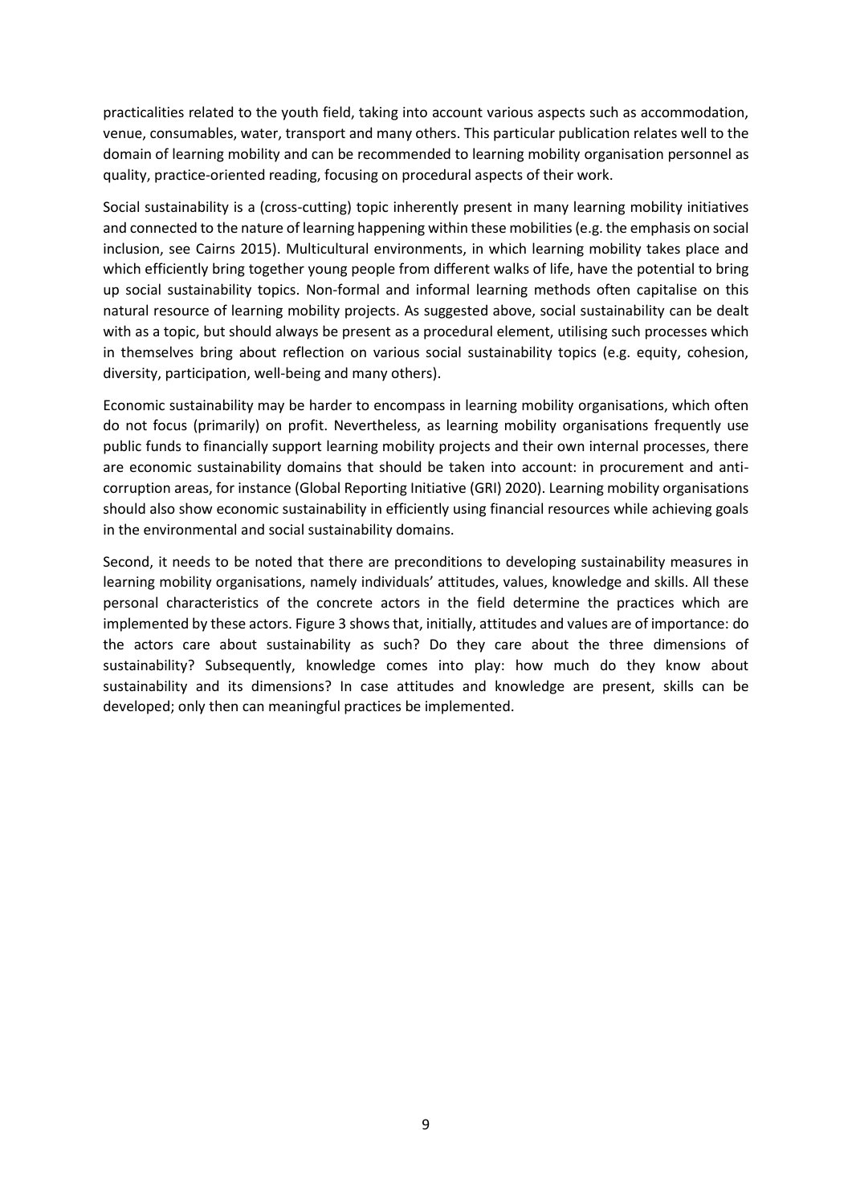practicalities related to the youth field, taking into account various aspects such as accommodation, venue, consumables, water, transport and many others. This particular publication relates well to the domain of learning mobility and can be recommended to learning mobility organisation personnel as quality, practice-oriented reading, focusing on procedural aspects of their work.

Social sustainability is a (cross-cutting) topic inherently present in many learning mobility initiatives and connected to the nature of learning happening within these mobilities (e.g. the emphasis on social inclusion, see Cairns 2015). Multicultural environments, in which learning mobility takes place and which efficiently bring together young people from different walks of life, have the potential to bring up social sustainability topics. Non-formal and informal learning methods often capitalise on this natural resource of learning mobility projects. As suggested above, social sustainability can be dealt with as a topic, but should always be present as a procedural element, utilising such processes which in themselves bring about reflection on various social sustainability topics (e.g. equity, cohesion, diversity, participation, well-being and many others).

Economic sustainability may be harder to encompass in learning mobility organisations, which often do not focus (primarily) on profit. Nevertheless, as learning mobility organisations frequently use public funds to financially support learning mobility projects and their own internal processes, there are economic sustainability domains that should be taken into account: in procurement and anti-corruption areas, for instance (Global Reporting Initiative (GRI) 2020). Learning mobility organisations should also show economic sustainability in efficiently using financial resources while achieving goals in the environmental and social sustainability domains.

Second, it needs to be noted that there are preconditions to developing sustainability measures in learning mobility organisations, namely individuals' attitudes, values, knowledge and skills. All these personal characteristics of the concrete actors in the field determine the practices which are implemented by these actors. Figure 3 shows that, initially, attitudes and values are of importance: do the actors care about sustainability as such? Do they care about the three dimensions of sustainability? Subsequently, knowledge comes into play: how much do they know about sustainability and its dimensions? In case attitudes and knowledge are present, skills can be developed; only then can meaningful practices be implemented.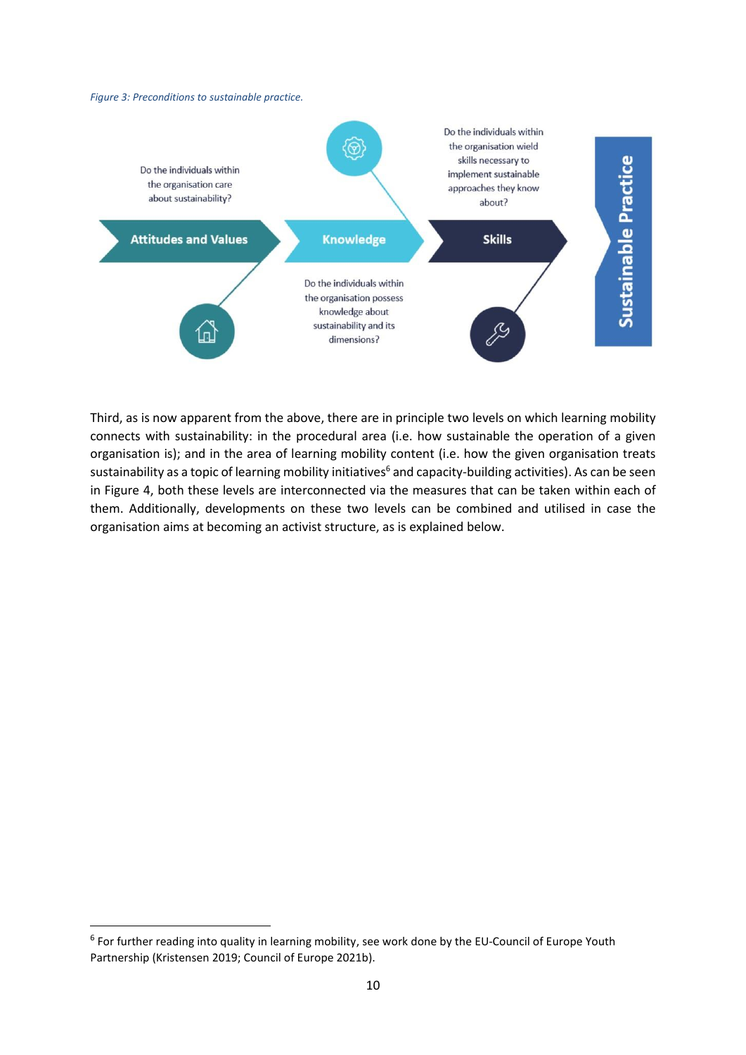*Figure 3: Preconditions to sustainable practice.*

Do the individuals within the organisation care about sustainability?

**Attitudes and Values**

**Knowledge**

Do the individuals within the organisation possess knowledge about sustainability and its dimensions?

Do the individuals within the organisation wield skills necessary to implement sustainable approaches they know about?

**Skills**

**Sustainable Practice**

Third, as is now apparent from the above, there are in principle two levels on which learning mobility connects with sustainability: in the procedural area (i.e. how sustainable the operation of a given organisation is); and in the area of learning mobility content (i.e. how the given organisation treats sustainability as a topic of learning mobility initiatives[6] and capacity-building activities). As can be seen in Figure 4, both these levels are interconnected via the measures that can be taken within each of them. Additionally, developments on these two levels can be combined and utilised in case the organisation aims at becoming an activist structure, as is explained below.

[6] For further reading into quality in learning mobility, see work done by the EU-Council of Europe Youth Partnership (Kristensen 2019; Council of Europe 2021b).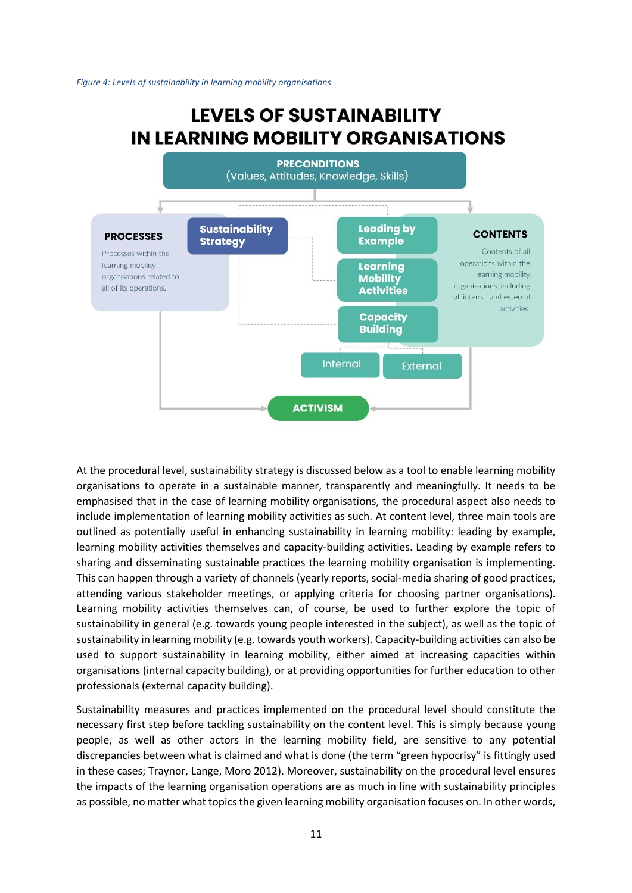*Figure 4: Levels of sustainability in learning mobility organisations.*

**LEVELS OF SUSTAINABILITY IN LEARNING MOBILITY ORGANISATIONS**

**PRECONDITIONS** (Values, Attitudes, Knowledge, Skills)

**PROCESSES** – Processes within the learning mobility organisations related to all of its operations.

- Sustainability Strategy

**CONTENTS** – Contents of all operations within the learning mobility organisations, including all internal and external activities.

- Leading by Example
- Learning Mobility Activities
- Capacity Building
  - Internal
  - External

**ACTIVISM**

At the procedural level, sustainability strategy is discussed below as a tool to enable learning mobility organisations to operate in a sustainable manner, transparently and meaningfully. It needs to be emphasised that in the case of learning mobility organisations, the procedural aspect also needs to include implementation of learning mobility activities as such. At content level, three main tools are outlined as potentially useful in enhancing sustainability in learning mobility: leading by example, learning mobility activities themselves and capacity-building activities. Leading by example refers to sharing and disseminating sustainable practices the learning mobility organisation is implementing. This can happen through a variety of channels (yearly reports, social-media sharing of good practices, attending various stakeholder meetings, or applying criteria for choosing partner organisations). Learning mobility activities themselves can, of course, be used to further explore the topic of sustainability in general (e.g. towards young people interested in the subject), as well as the topic of sustainability in learning mobility (e.g. towards youth workers). Capacity-building activities can also be used to support sustainability in learning mobility, either aimed at increasing capacities within organisations (internal capacity building), or at providing opportunities for further education to other professionals (external capacity building).

Sustainability measures and practices implemented on the procedural level should constitute the necessary first step before tackling sustainability on the content level. This is simply because young people, as well as other actors in the learning mobility field, are sensitive to any potential discrepancies between what is claimed and what is done (the term "green hypocrisy" is fittingly used in these cases; Traynor, Lange, Moro 2012). Moreover, sustainability on the procedural level ensures the impacts of the learning organisation operations are as much in line with sustainability principles as possible, no matter what topics the given learning mobility organisation focuses on. In other words,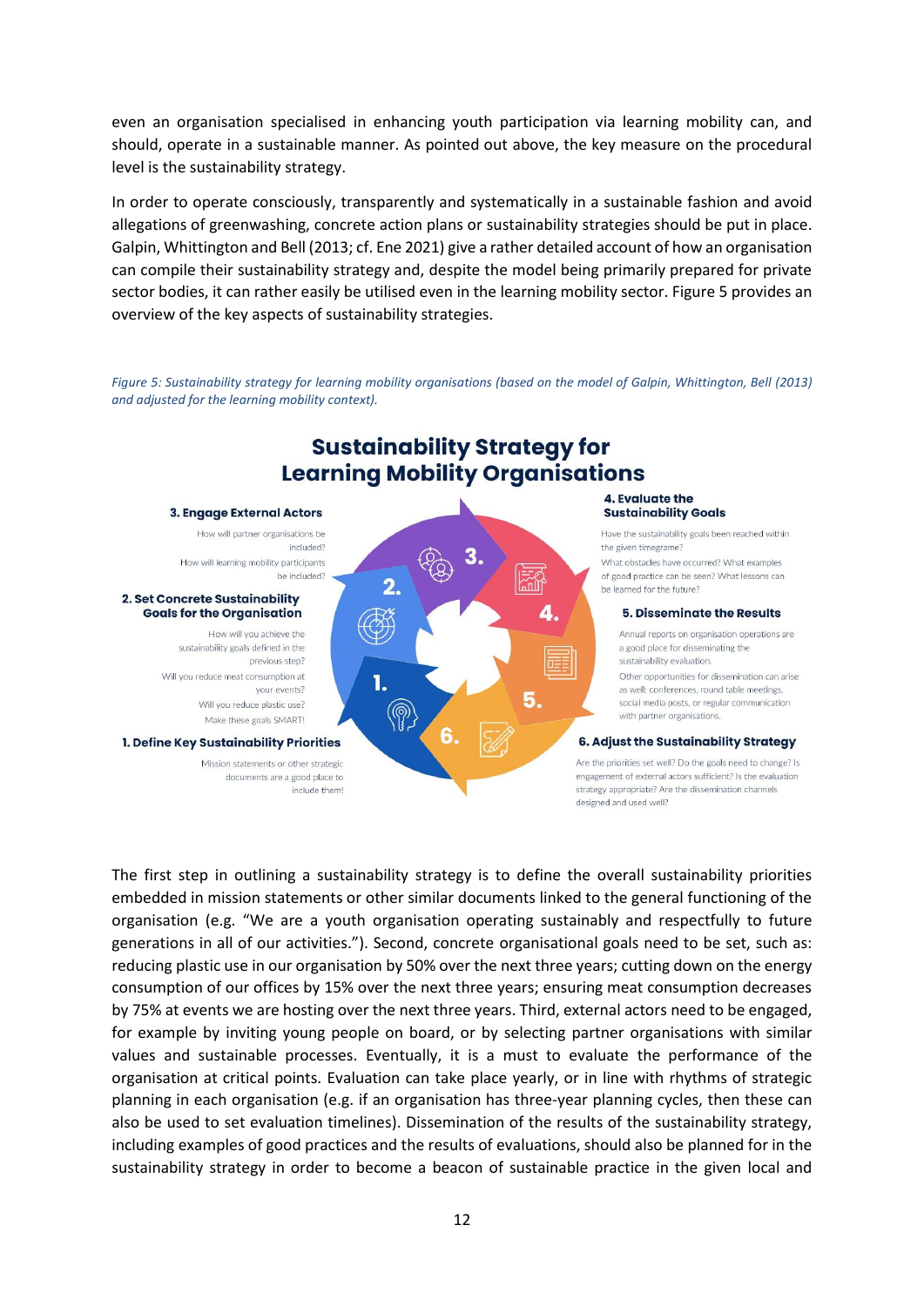even an organisation specialised in enhancing youth participation via learning mobility can, and should, operate in a sustainable manner. As pointed out above, the key measure on the procedural level is the sustainability strategy.

In order to operate consciously, transparently and systematically in a sustainable fashion and avoid allegations of greenwashing, concrete action plans or sustainability strategies should be put in place. Galpin, Whittington and Bell (2013; cf. Ene 2021) give a rather detailed account of how an organisation can compile their sustainability strategy and, despite the model being primarily prepared for private sector bodies, it can rather easily be utilised even in the learning mobility sector. Figure 5 provides an overview of the key aspects of sustainability strategies.

*Figure 5: Sustainability strategy for learning mobility organisations (based on the model of Galpin, Whittington, Bell (2013) and adjusted for the learning mobility context).*

**Sustainability Strategy for Learning Mobility Organisations**

**1. Define Key Sustainability Priorities**

Mission statements or other strategic documents are a good place to include them!

**2. Set Concrete Sustainability Goals for the Organisation**

How will you achieve the sustainability goals defined in the previous step?

Will you reduce meat consumption at your events?

Will you reduce plastic use?

Make these goals SMART!

**3. Engage External Actors**

How will partner organisations be included?

How will learning mobility participants be included?

**4. Evaluate the Sustainability Goals**

Have the sustainability goals been reached within the given timegrame?

What obstacles have occurred? What examples of good practice can be seen? What lessons can be learned for the future?

**5. Disseminate the Results**

Annual reports on organisation operations are a good place for disseminating the sustainability evaluation.

Other opportunities for dissemination can arise as well: conferences, round table meetings, social media posts, or regular communication with partner organisations.

**6. Adjust the Sustainability Strategy**

Are the priorities set well? Do the goals need to change? Is engagement of external actors sufficient? Is the evaluation strategy appropriate? Are the dissemination channels designed and used well?

The first step in outlining a sustainability strategy is to define the overall sustainability priorities embedded in mission statements or other similar documents linked to the general functioning of the organisation (e.g. "We are a youth organisation operating sustainably and respectfully to future generations in all of our activities."). Second, concrete organisational goals need to be set, such as: reducing plastic use in our organisation by 50% over the next three years; cutting down on the energy consumption of our offices by 15% over the next three years; ensuring meat consumption decreases by 75% at events we are hosting over the next three years. Third, external actors need to be engaged, for example by inviting young people on board, or by selecting partner organisations with similar values and sustainable processes. Eventually, it is a must to evaluate the performance of the organisation at critical points. Evaluation can take place yearly, or in line with rhythms of strategic planning in each organisation (e.g. if an organisation has three-year planning cycles, then these can also be used to set evaluation timelines). Dissemination of the results of the sustainability strategy, including examples of good practices and the results of evaluations, should also be planned for in the sustainability strategy in order to become a beacon of sustainable practice in the given local and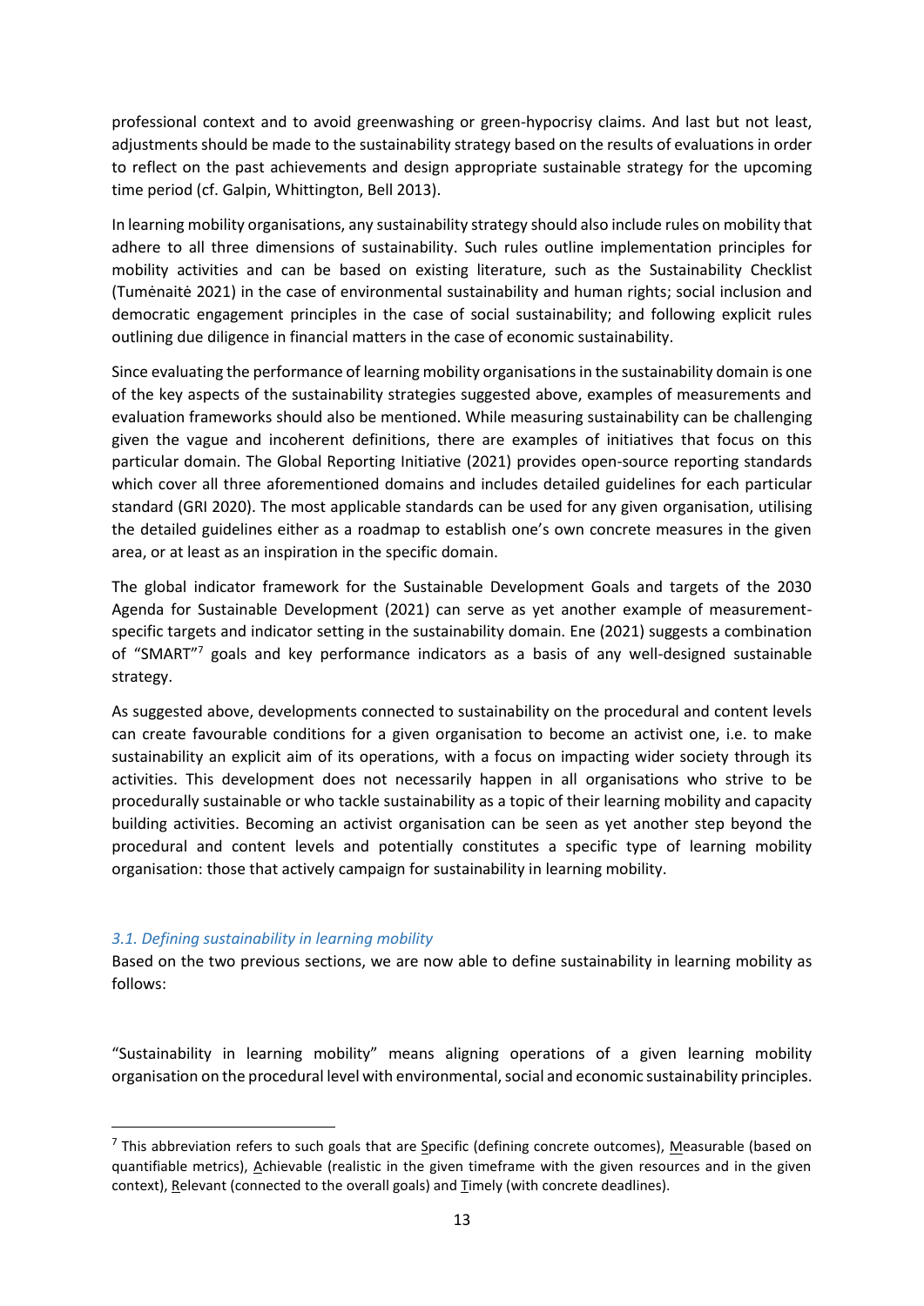professional context and to avoid greenwashing or green-hypocrisy claims. And last but not least, adjustments should be made to the sustainability strategy based on the results of evaluations in order to reflect on the past achievements and design appropriate sustainable strategy for the upcoming time period (cf. Galpin, Whittington, Bell 2013).

In learning mobility organisations, any sustainability strategy should also include rules on mobility that adhere to all three dimensions of sustainability. Such rules outline implementation principles for mobility activities and can be based on existing literature, such as the Sustainability Checklist (Tumėnaitė 2021) in the case of environmental sustainability and human rights; social inclusion and democratic engagement principles in the case of social sustainability; and following explicit rules outlining due diligence in financial matters in the case of economic sustainability.

Since evaluating the performance of learning mobility organisations in the sustainability domain is one of the key aspects of the sustainability strategies suggested above, examples of measurements and evaluation frameworks should also be mentioned. While measuring sustainability can be challenging given the vague and incoherent definitions, there are examples of initiatives that focus on this particular domain. The Global Reporting Initiative (2021) provides open-source reporting standards which cover all three aforementioned domains and includes detailed guidelines for each particular standard (GRI 2020). The most applicable standards can be used for any given organisation, utilising the detailed guidelines either as a roadmap to establish one's own concrete measures in the given area, or at least as an inspiration in the specific domain.

The global indicator framework for the Sustainable Development Goals and targets of the 2030 Agenda for Sustainable Development (2021) can serve as yet another example of measurement-specific targets and indicator setting in the sustainability domain. Ene (2021) suggests a combination of "SMART"[7] goals and key performance indicators as a basis of any well-designed sustainable strategy.

As suggested above, developments connected to sustainability on the procedural and content levels can create favourable conditions for a given organisation to become an activist one, i.e. to make sustainability an explicit aim of its operations, with a focus on impacting wider society through its activities. This development does not necessarily happen in all organisations who strive to be procedurally sustainable or who tackle sustainability as a topic of their learning mobility and capacity building activities. Becoming an activist organisation can be seen as yet another step beyond the procedural and content levels and potentially constitutes a specific type of learning mobility organisation: those that actively campaign for sustainability in learning mobility.

### *3.1. Defining sustainability in learning mobility*

Based on the two previous sections, we are now able to define sustainability in learning mobility as follows:

"Sustainability in learning mobility" means aligning operations of a given learning mobility organisation on the procedural level with environmental, social and economic sustainability principles.

[7] This abbreviation refers to such goals that are Specific (defining concrete outcomes), Measurable (based on quantifiable metrics), Achievable (realistic in the given timeframe with the given resources and in the given context), Relevant (connected to the overall goals) and Timely (with concrete deadlines).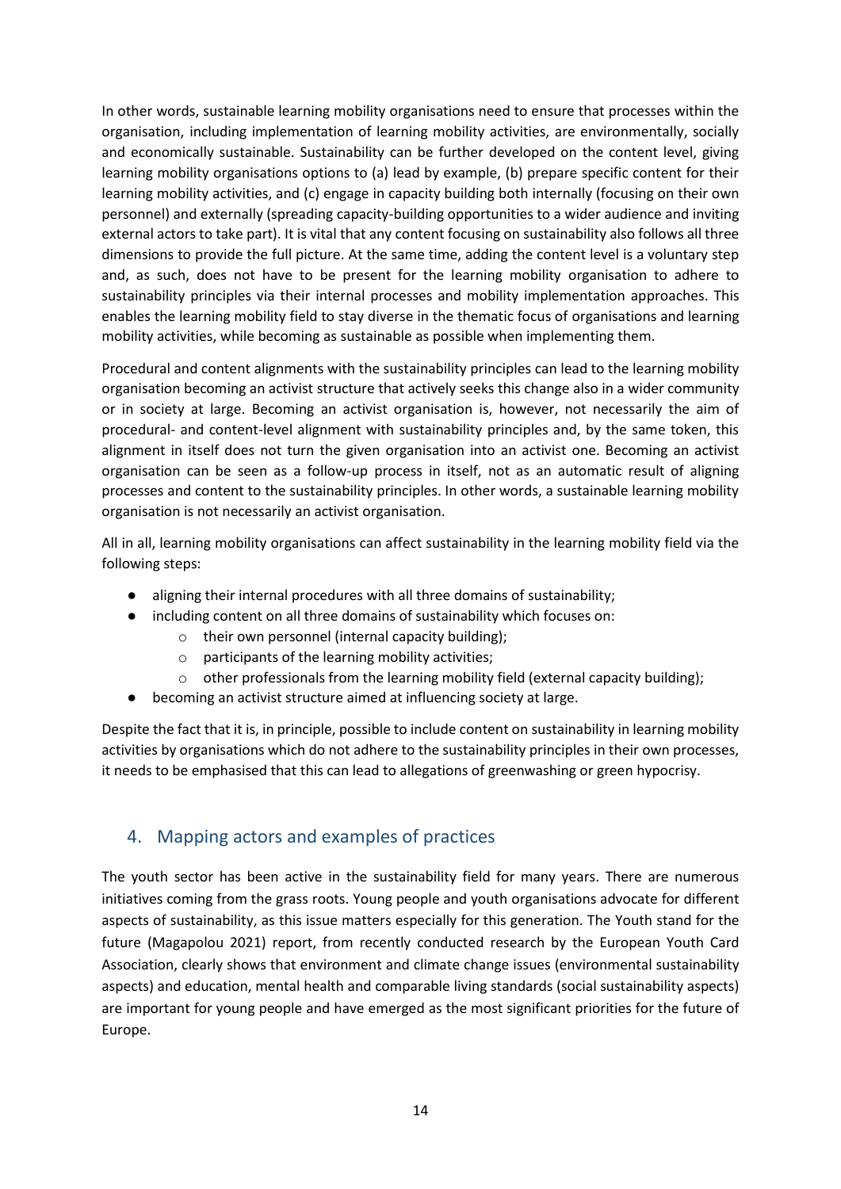In other words, sustainable learning mobility organisations need to ensure that processes within the organisation, including implementation of learning mobility activities, are environmentally, socially and economically sustainable. Sustainability can be further developed on the content level, giving learning mobility organisations options to (a) lead by example, (b) prepare specific content for their learning mobility activities, and (c) engage in capacity building both internally (focusing on their own personnel) and externally (spreading capacity-building opportunities to a wider audience and inviting external actors to take part). It is vital that any content focusing on sustainability also follows all three dimensions to provide the full picture. At the same time, adding the content level is a voluntary step and, as such, does not have to be present for the learning mobility organisation to adhere to sustainability principles via their internal processes and mobility implementation approaches. This enables the learning mobility field to stay diverse in the thematic focus of organisations and learning mobility activities, while becoming as sustainable as possible when implementing them.

Procedural and content alignments with the sustainability principles can lead to the learning mobility organisation becoming an activist structure that actively seeks this change also in a wider community or in society at large. Becoming an activist organisation is, however, not necessarily the aim of procedural- and content-level alignment with sustainability principles and, by the same token, this alignment in itself does not turn the given organisation into an activist one. Becoming an activist organisation can be seen as a follow-up process in itself, not as an automatic result of aligning processes and content to the sustainability principles. In other words, a sustainable learning mobility organisation is not necessarily an activist organisation.

All in all, learning mobility organisations can affect sustainability in the learning mobility field via the following steps:

- aligning their internal procedures with all three domains of sustainability;
- including content on all three domains of sustainability which focuses on:
    - their own personnel (internal capacity building);
    - participants of the learning mobility activities;
    - other professionals from the learning mobility field (external capacity building);
- becoming an activist structure aimed at influencing society at large.

Despite the fact that it is, in principle, possible to include content on sustainability in learning mobility activities by organisations which do not adhere to the sustainability principles in their own processes, it needs to be emphasised that this can lead to allegations of greenwashing or green hypocrisy.

## 4. Mapping actors and examples of practices

The youth sector has been active in the sustainability field for many years. There are numerous initiatives coming from the grass roots. Young people and youth organisations advocate for different aspects of sustainability, as this issue matters especially for this generation. The Youth stand for the future (Magapolou 2021) report, from recently conducted research by the European Youth Card Association, clearly shows that environment and climate change issues (environmental sustainability aspects) and education, mental health and comparable living standards (social sustainability aspects) are important for young people and have emerged as the most significant priorities for the future of Europe.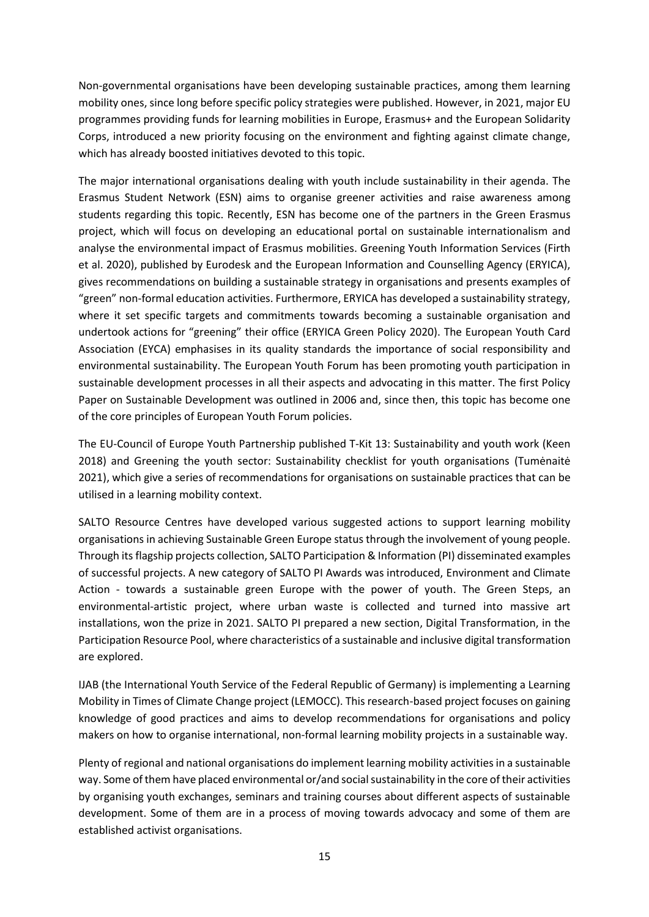Non-governmental organisations have been developing sustainable practices, among them learning mobility ones, since long before specific policy strategies were published. However, in 2021, major EU programmes providing funds for learning mobilities in Europe, Erasmus+ and the European Solidarity Corps, introduced a new priority focusing on the environment and fighting against climate change, which has already boosted initiatives devoted to this topic.

The major international organisations dealing with youth include sustainability in their agenda. The Erasmus Student Network (ESN) aims to organise greener activities and raise awareness among students regarding this topic. Recently, ESN has become one of the partners in the Green Erasmus project, which will focus on developing an educational portal on sustainable internationalism and analyse the environmental impact of Erasmus mobilities. Greening Youth Information Services (Firth et al. 2020), published by Eurodesk and the European Information and Counselling Agency (ERYICA), gives recommendations on building a sustainable strategy in organisations and presents examples of "green" non-formal education activities. Furthermore, ERYICA has developed a sustainability strategy, where it set specific targets and commitments towards becoming a sustainable organisation and undertook actions for "greening" their office (ERYICA Green Policy 2020). The European Youth Card Association (EYCA) emphasises in its quality standards the importance of social responsibility and environmental sustainability. The European Youth Forum has been promoting youth participation in sustainable development processes in all their aspects and advocating in this matter. The first Policy Paper on Sustainable Development was outlined in 2006 and, since then, this topic has become one of the core principles of European Youth Forum policies.

The EU-Council of Europe Youth Partnership published T-Kit 13: Sustainability and youth work (Keen 2018) and Greening the youth sector: Sustainability checklist for youth organisations (Tumėnaitė 2021), which give a series of recommendations for organisations on sustainable practices that can be utilised in a learning mobility context.

SALTO Resource Centres have developed various suggested actions to support learning mobility organisations in achieving Sustainable Green Europe status through the involvement of young people. Through its flagship projects collection, SALTO Participation & Information (PI) disseminated examples of successful projects. A new category of SALTO PI Awards was introduced, Environment and Climate Action - towards a sustainable green Europe with the power of youth. The Green Steps, an environmental-artistic project, where urban waste is collected and turned into massive art installations, won the prize in 2021. SALTO PI prepared a new section, Digital Transformation, in the Participation Resource Pool, where characteristics of a sustainable and inclusive digital transformation are explored.

IJAB (the International Youth Service of the Federal Republic of Germany) is implementing a Learning Mobility in Times of Climate Change project (LEMOCC). This research-based project focuses on gaining knowledge of good practices and aims to develop recommendations for organisations and policy makers on how to organise international, non-formal learning mobility projects in a sustainable way.

Plenty of regional and national organisations do implement learning mobility activities in a sustainable way. Some of them have placed environmental or/and social sustainability in the core of their activities by organising youth exchanges, seminars and training courses about different aspects of sustainable development. Some of them are in a process of moving towards advocacy and some of them are established activist organisations.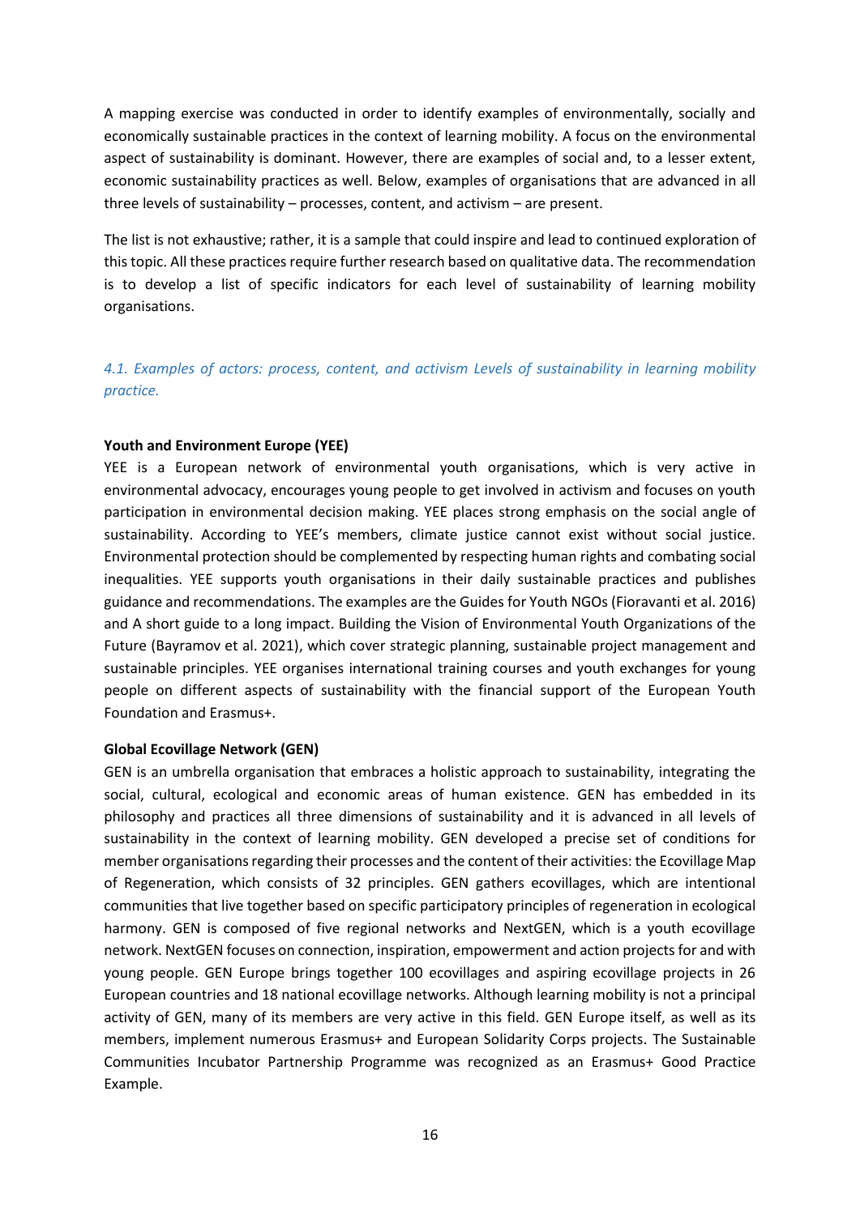A mapping exercise was conducted in order to identify examples of environmentally, socially and economically sustainable practices in the context of learning mobility. A focus on the environmental aspect of sustainability is dominant. However, there are examples of social and, to a lesser extent, economic sustainability practices as well. Below, examples of organisations that are advanced in all three levels of sustainability – processes, content, and activism – are present.

The list is not exhaustive; rather, it is a sample that could inspire and lead to continued exploration of this topic. All these practices require further research based on qualitative data. The recommendation is to develop a list of specific indicators for each level of sustainability of learning mobility organisations.

### *4.1. Examples of actors: process, content, and activism Levels of sustainability in learning mobility practice.*

**Youth and Environment Europe (YEE)**
YEE is a European network of environmental youth organisations, which is very active in environmental advocacy, encourages young people to get involved in activism and focuses on youth participation in environmental decision making. YEE places strong emphasis on the social angle of sustainability. According to YEE's members, climate justice cannot exist without social justice. Environmental protection should be complemented by respecting human rights and combating social inequalities. YEE supports youth organisations in their daily sustainable practices and publishes guidance and recommendations. The examples are the Guides for Youth NGOs (Fioravanti et al. 2016) and A short guide to a long impact. Building the Vision of Environmental Youth Organizations of the Future (Bayramov et al. 2021), which cover strategic planning, sustainable project management and sustainable principles. YEE organises international training courses and youth exchanges for young people on different aspects of sustainability with the financial support of the European Youth Foundation and Erasmus+.

**Global Ecovillage Network (GEN)**
GEN is an umbrella organisation that embraces a holistic approach to sustainability, integrating the social, cultural, ecological and economic areas of human existence. GEN has embedded in its philosophy and practices all three dimensions of sustainability and it is advanced in all levels of sustainability in the context of learning mobility. GEN developed a precise set of conditions for member organisations regarding their processes and the content of their activities: the Ecovillage Map of Regeneration, which consists of 32 principles. GEN gathers ecovillages, which are intentional communities that live together based on specific participatory principles of regeneration in ecological harmony. GEN is composed of five regional networks and NextGEN, which is a youth ecovillage network. NextGEN focuses on connection, inspiration, empowerment and action projects for and with young people. GEN Europe brings together 100 ecovillages and aspiring ecovillage projects in 26 European countries and 18 national ecovillage networks. Although learning mobility is not a principal activity of GEN, many of its members are very active in this field. GEN Europe itself, as well as its members, implement numerous Erasmus+ and European Solidarity Corps projects. The Sustainable Communities Incubator Partnership Programme was recognized as an Erasmus+ Good Practice Example.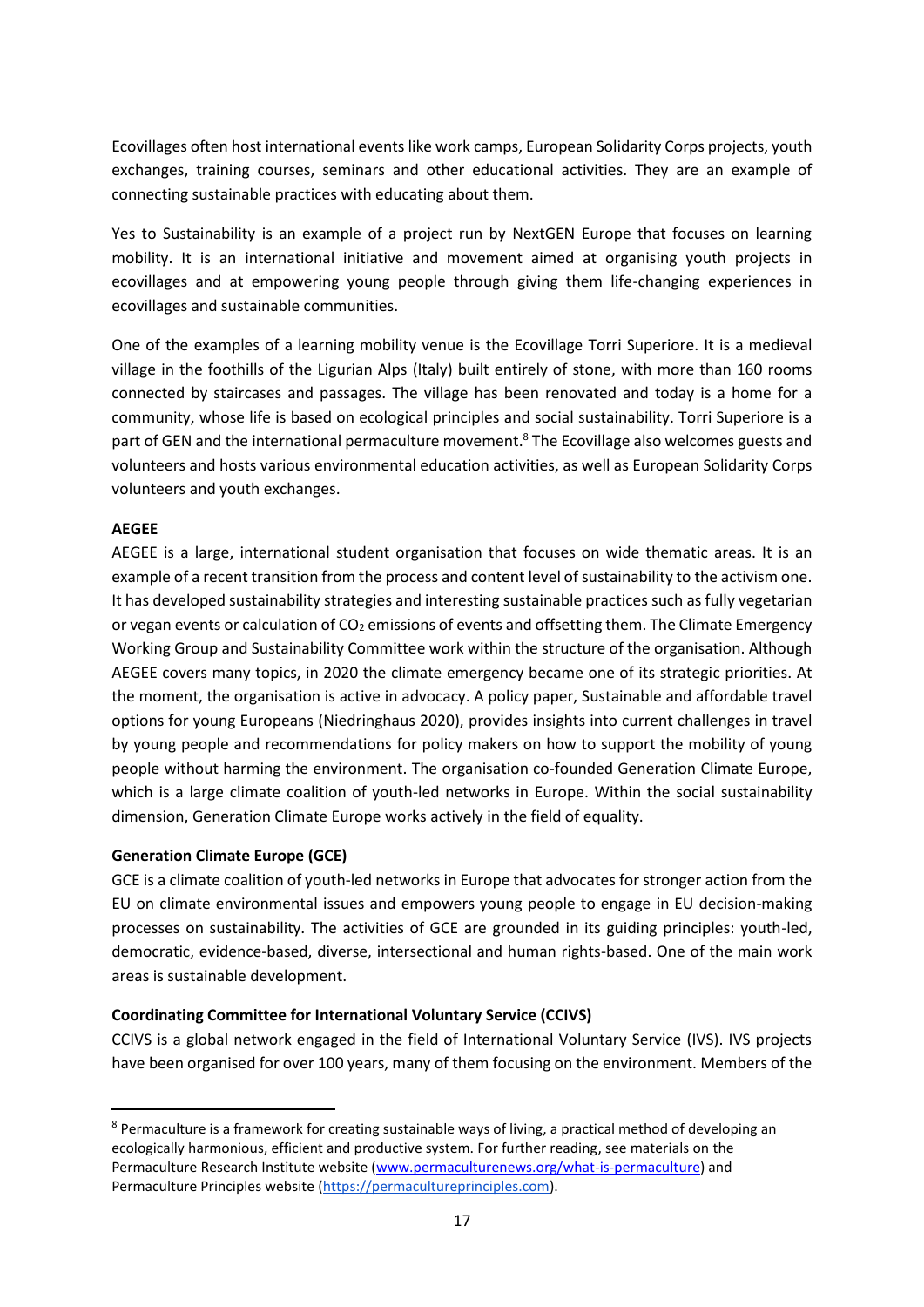Ecovillages often host international events like work camps, European Solidarity Corps projects, youth exchanges, training courses, seminars and other educational activities. They are an example of connecting sustainable practices with educating about them.

Yes to Sustainability is an example of a project run by NextGEN Europe that focuses on learning mobility. It is an international initiative and movement aimed at organising youth projects in ecovillages and at empowering young people through giving them life-changing experiences in ecovillages and sustainable communities.

One of the examples of a learning mobility venue is the Ecovillage Torri Superiore. It is a medieval village in the foothills of the Ligurian Alps (Italy) built entirely of stone, with more than 160 rooms connected by staircases and passages. The village has been renovated and today is a home for a community, whose life is based on ecological principles and social sustainability. Torri Superiore is a part of GEN and the international permaculture movement.[8] The Ecovillage also welcomes guests and volunteers and hosts various environmental education activities, as well as European Solidarity Corps volunteers and youth exchanges.

**AEGEE**

AEGEE is a large, international student organisation that focuses on wide thematic areas. It is an example of a recent transition from the process and content level of sustainability to the activism one. It has developed sustainability strategies and interesting sustainable practices such as fully vegetarian or vegan events or calculation of $CO_2$ emissions of events and offsetting them. The Climate Emergency Working Group and Sustainability Committee work within the structure of the organisation. Although AEGEE covers many topics, in 2020 the climate emergency became one of its strategic priorities. At the moment, the organisation is active in advocacy. A policy paper, Sustainable and affordable travel options for young Europeans (Niedringhaus 2020), provides insights into current challenges in travel by young people and recommendations for policy makers on how to support the mobility of young people without harming the environment. The organisation co-founded Generation Climate Europe, which is a large climate coalition of youth-led networks in Europe. Within the social sustainability dimension, Generation Climate Europe works actively in the field of equality.

**Generation Climate Europe (GCE)**

GCE is a climate coalition of youth-led networks in Europe that advocates for stronger action from the EU on climate environmental issues and empowers young people to engage in EU decision-making processes on sustainability. The activities of GCE are grounded in its guiding principles: youth-led, democratic, evidence-based, diverse, intersectional and human rights-based. One of the main work areas is sustainable development.

**Coordinating Committee for International Voluntary Service (CCIVS)**

CCIVS is a global network engaged in the field of International Voluntary Service (IVS). IVS projects have been organised for over 100 years, many of them focusing on the environment. Members of the

---

[8] Permaculture is a framework for creating sustainable ways of living, a practical method of developing an ecologically harmonious, efficient and productive system. For further reading, see materials on the Permaculture Research Institute website (www.permaculturenews.org/what-is-permaculture) and Permaculture Principles website (https://permacultureprinciples.com).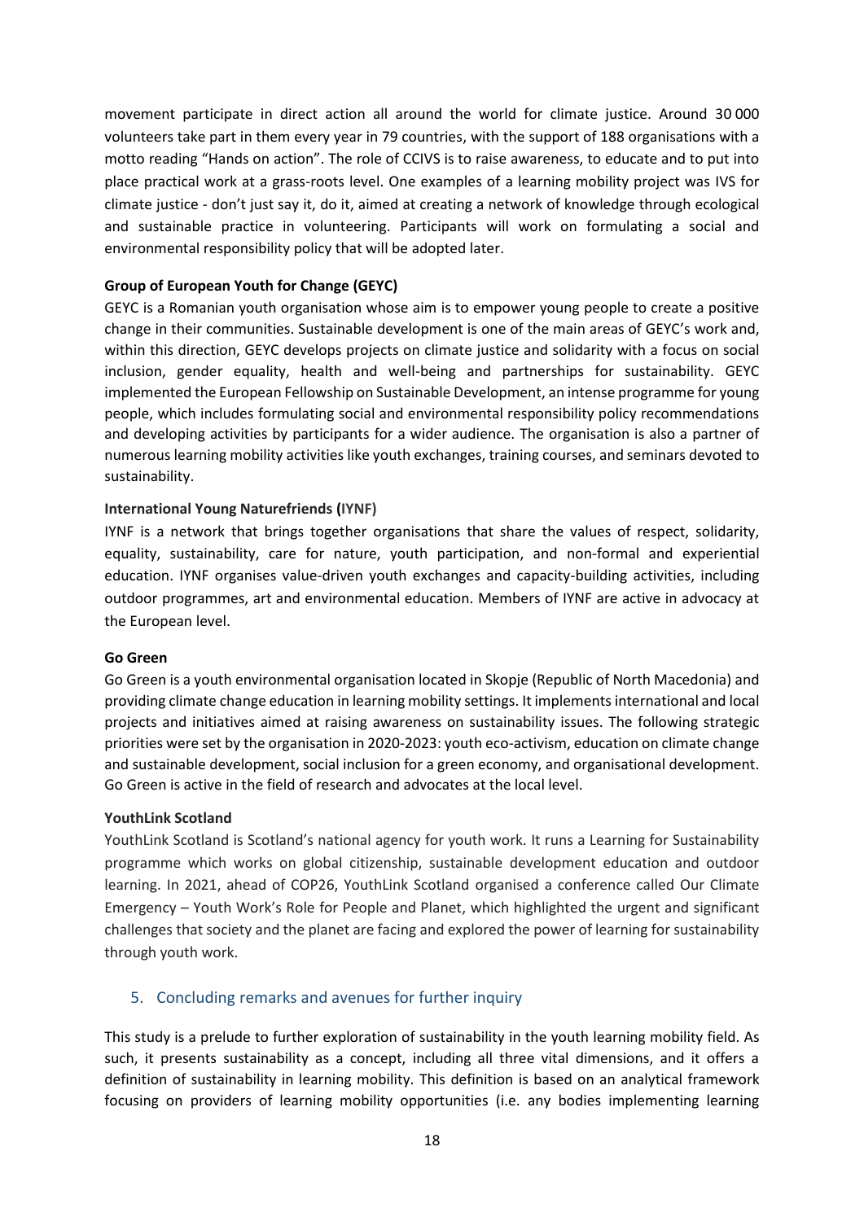movement participate in direct action all around the world for climate justice. Around 30 000 volunteers take part in them every year in 79 countries, with the support of 188 organisations with a motto reading "Hands on action". The role of CCIVS is to raise awareness, to educate and to put into place practical work at a grass-roots level. One examples of a learning mobility project was IVS for climate justice - don't just say it, do it, aimed at creating a network of knowledge through ecological and sustainable practice in volunteering. Participants will work on formulating a social and environmental responsibility policy that will be adopted later.

**Group of European Youth for Change (GEYC)**

GEYC is a Romanian youth organisation whose aim is to empower young people to create a positive change in their communities. Sustainable development is one of the main areas of GEYC's work and, within this direction, GEYC develops projects on climate justice and solidarity with a focus on social inclusion, gender equality, health and well-being and partnerships for sustainability. GEYC implemented the European Fellowship on Sustainable Development, an intense programme for young people, which includes formulating social and environmental responsibility policy recommendations and developing activities by participants for a wider audience. The organisation is also a partner of numerous learning mobility activities like youth exchanges, training courses, and seminars devoted to sustainability.

**International Young Naturefriends (IYNF)**

IYNF is a network that brings together organisations that share the values of respect, solidarity, equality, sustainability, care for nature, youth participation, and non-formal and experiential education. IYNF organises value-driven youth exchanges and capacity-building activities, including outdoor programmes, art and environmental education. Members of IYNF are active in advocacy at the European level.

**Go Green**

Go Green is a youth environmental organisation located in Skopje (Republic of North Macedonia) and providing climate change education in learning mobility settings. It implements international and local projects and initiatives aimed at raising awareness on sustainability issues. The following strategic priorities were set by the organisation in 2020-2023: youth eco-activism, education on climate change and sustainable development, social inclusion for a green economy, and organisational development. Go Green is active in the field of research and advocates at the local level.

**YouthLink Scotland**

YouthLink Scotland is Scotland's national agency for youth work. It runs a Learning for Sustainability programme which works on global citizenship, sustainable development education and outdoor learning. In 2021, ahead of COP26, YouthLink Scotland organised a conference called Our Climate Emergency – Youth Work's Role for People and Planet, which highlighted the urgent and significant challenges that society and the planet are facing and explored the power of learning for sustainability through youth work.

## 5. Concluding remarks and avenues for further inquiry

This study is a prelude to further exploration of sustainability in the youth learning mobility field. As such, it presents sustainability as a concept, including all three vital dimensions, and it offers a definition of sustainability in learning mobility. This definition is based on an analytical framework focusing on providers of learning mobility opportunities (i.e. any bodies implementing learning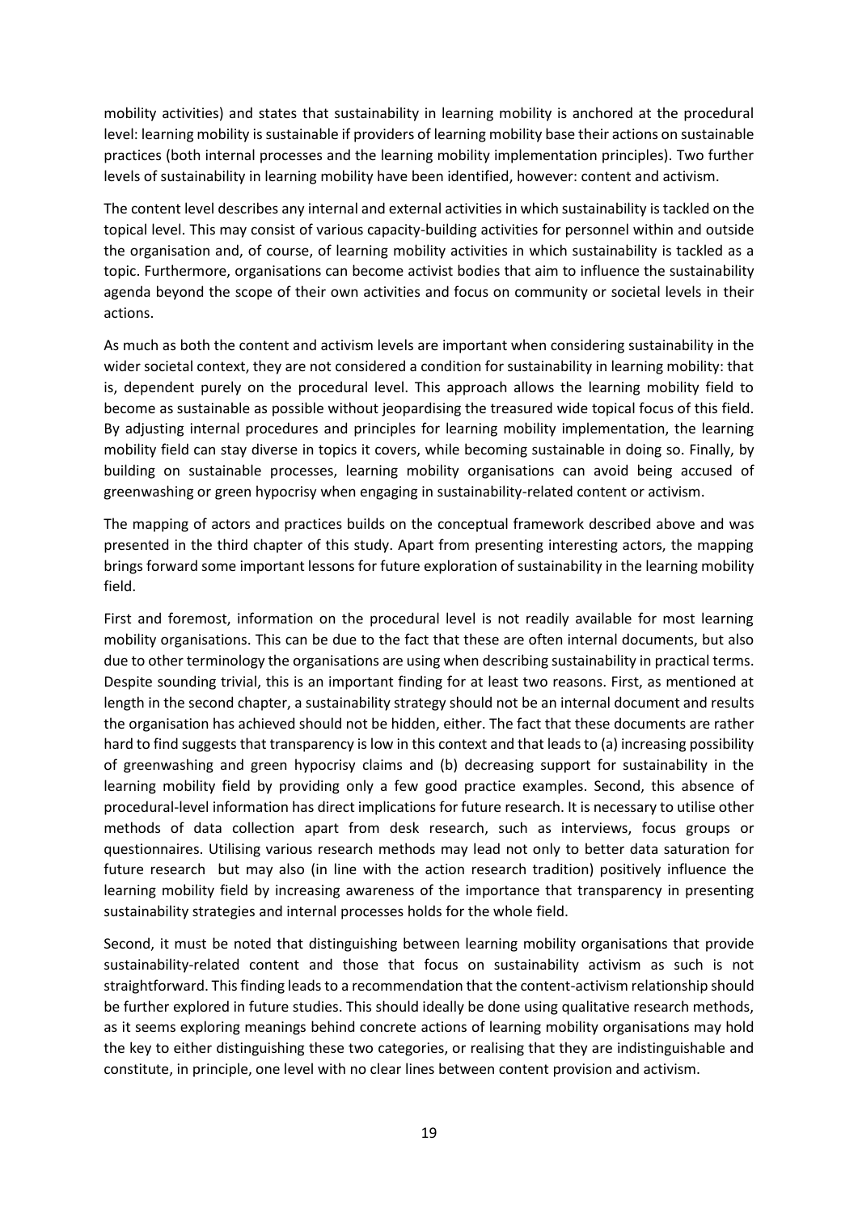mobility activities) and states that sustainability in learning mobility is anchored at the procedural level: learning mobility is sustainable if providers of learning mobility base their actions on sustainable practices (both internal processes and the learning mobility implementation principles). Two further levels of sustainability in learning mobility have been identified, however: content and activism.

The content level describes any internal and external activities in which sustainability is tackled on the topical level. This may consist of various capacity-building activities for personnel within and outside the organisation and, of course, of learning mobility activities in which sustainability is tackled as a topic. Furthermore, organisations can become activist bodies that aim to influence the sustainability agenda beyond the scope of their own activities and focus on community or societal levels in their actions.

As much as both the content and activism levels are important when considering sustainability in the wider societal context, they are not considered a condition for sustainability in learning mobility: that is, dependent purely on the procedural level. This approach allows the learning mobility field to become as sustainable as possible without jeopardising the treasured wide topical focus of this field. By adjusting internal procedures and principles for learning mobility implementation, the learning mobility field can stay diverse in topics it covers, while becoming sustainable in doing so. Finally, by building on sustainable processes, learning mobility organisations can avoid being accused of greenwashing or green hypocrisy when engaging in sustainability-related content or activism.

The mapping of actors and practices builds on the conceptual framework described above and was presented in the third chapter of this study. Apart from presenting interesting actors, the mapping brings forward some important lessons for future exploration of sustainability in the learning mobility field.

First and foremost, information on the procedural level is not readily available for most learning mobility organisations. This can be due to the fact that these are often internal documents, but also due to other terminology the organisations are using when describing sustainability in practical terms. Despite sounding trivial, this is an important finding for at least two reasons. First, as mentioned at length in the second chapter, a sustainability strategy should not be an internal document and results the organisation has achieved should not be hidden, either. The fact that these documents are rather hard to find suggests that transparency is low in this context and that leads to (a) increasing possibility of greenwashing and green hypocrisy claims and (b) decreasing support for sustainability in the learning mobility field by providing only a few good practice examples. Second, this absence of procedural-level information has direct implications for future research. It is necessary to utilise other methods of data collection apart from desk research, such as interviews, focus groups or questionnaires. Utilising various research methods may lead not only to better data saturation for future research but may also (in line with the action research tradition) positively influence the learning mobility field by increasing awareness of the importance that transparency in presenting sustainability strategies and internal processes holds for the whole field.

Second, it must be noted that distinguishing between learning mobility organisations that provide sustainability-related content and those that focus on sustainability activism as such is not straightforward. This finding leads to a recommendation that the content-activism relationship should be further explored in future studies. This should ideally be done using qualitative research methods, as it seems exploring meanings behind concrete actions of learning mobility organisations may hold the key to either distinguishing these two categories, or realising that they are indistinguishable and constitute, in principle, one level with no clear lines between content provision and activism.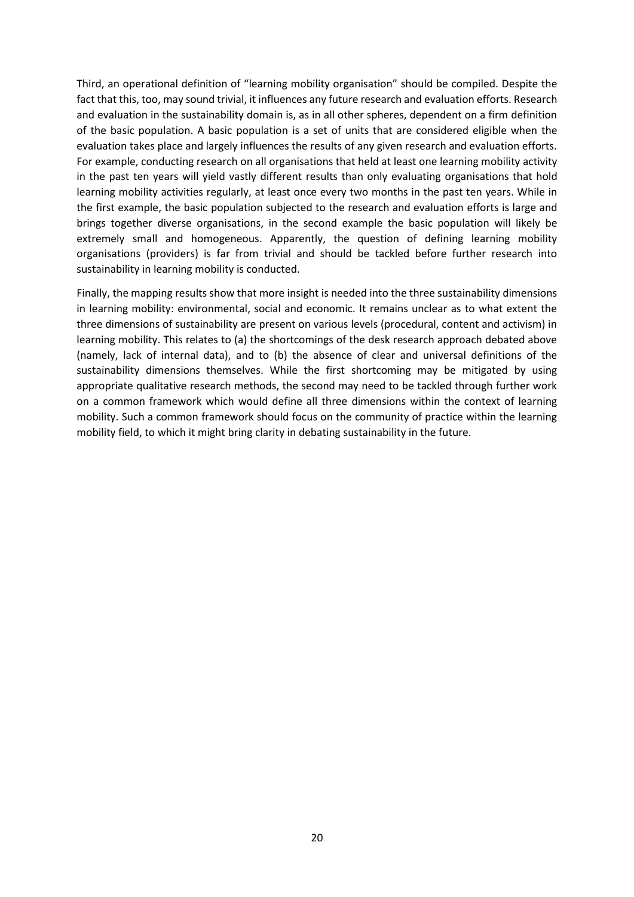Third, an operational definition of "learning mobility organisation" should be compiled. Despite the fact that this, too, may sound trivial, it influences any future research and evaluation efforts. Research and evaluation in the sustainability domain is, as in all other spheres, dependent on a firm definition of the basic population. A basic population is a set of units that are considered eligible when the evaluation takes place and largely influences the results of any given research and evaluation efforts. For example, conducting research on all organisations that held at least one learning mobility activity in the past ten years will yield vastly different results than only evaluating organisations that hold learning mobility activities regularly, at least once every two months in the past ten years. While in the first example, the basic population subjected to the research and evaluation efforts is large and brings together diverse organisations, in the second example the basic population will likely be extremely small and homogeneous. Apparently, the question of defining learning mobility organisations (providers) is far from trivial and should be tackled before further research into sustainability in learning mobility is conducted.

Finally, the mapping results show that more insight is needed into the three sustainability dimensions in learning mobility: environmental, social and economic. It remains unclear as to what extent the three dimensions of sustainability are present on various levels (procedural, content and activism) in learning mobility. This relates to (a) the shortcomings of the desk research approach debated above (namely, lack of internal data), and to (b) the absence of clear and universal definitions of the sustainability dimensions themselves. While the first shortcoming may be mitigated by using appropriate qualitative research methods, the second may need to be tackled through further work on a common framework which would define all three dimensions within the context of learning mobility. Such a common framework should focus on the community of practice within the learning mobility field, to which it might bring clarity in debating sustainability in the future.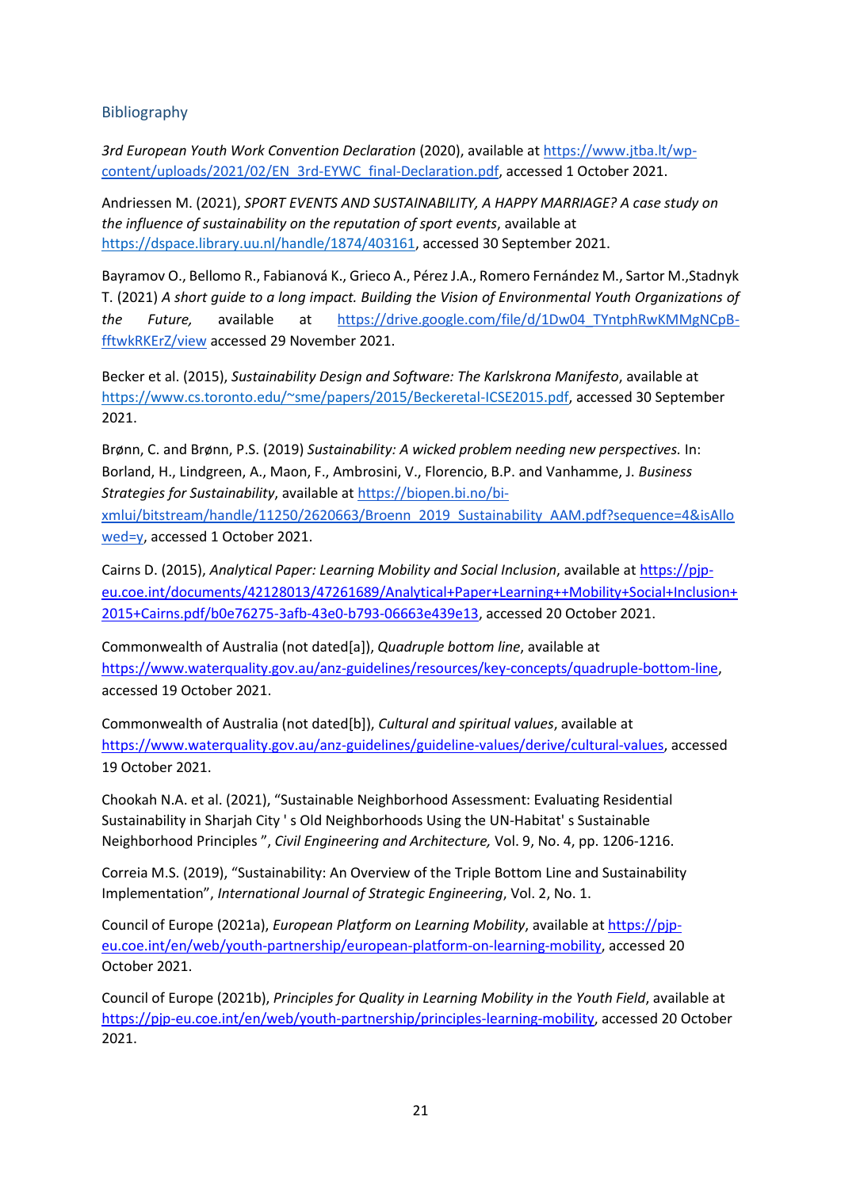## Bibliography

*3rd European Youth Work Convention Declaration* (2020), available at https://www.jtba.lt/wp-content/uploads/2021/02/EN_3rd-EYWC_final-Declaration.pdf, accessed 1 October 2021.

Andriessen M. (2021), *SPORT EVENTS AND SUSTAINABILITY, A HAPPY MARRIAGE? A case study on the influence of sustainability on the reputation of sport events*, available at https://dspace.library.uu.nl/handle/1874/403161, accessed 30 September 2021.

Bayramov O., Bellomo R., Fabianová K., Grieco A., Pérez J.A., Romero Fernández M., Sartor M.,Stadnyk T. (2021) *A short guide to a long impact. Building the Vision of Environmental Youth Organizations of the Future,* available at https://drive.google.com/file/d/1Dw04_TYntphRwKMMgNCpB-fftwkRKErZ/view accessed 29 November 2021.

Becker et al. (2015), *Sustainability Design and Software: The Karlskrona Manifesto*, available at https://www.cs.toronto.edu/~sme/papers/2015/Beckeretal-ICSE2015.pdf, accessed 30 September 2021.

Brønn, C. and Brønn, P.S. (2019) *Sustainability: A wicked problem needing new perspectives.* In: Borland, H., Lindgreen, A., Maon, F., Ambrosini, V., Florencio, B.P. and Vanhamme, J. *Business Strategies for Sustainability*, available at https://biopen.bi.no/bi-xmlui/bitstream/handle/11250/2620663/Broenn_2019_Sustainability_AAM.pdf?sequence=4&isAllowed=y, accessed 1 October 2021.

Cairns D. (2015), *Analytical Paper: Learning Mobility and Social Inclusion*, available at https://pjp-eu.coe.int/documents/42128013/47261689/Analytical+Paper+Learning++Mobility+Social+Inclusion+2015+Cairns.pdf/b0e76275-3afb-43e0-b793-06663e439e13, accessed 20 October 2021.

Commonwealth of Australia (not dated[a]), *Quadruple bottom line*, available at https://www.waterquality.gov.au/anz-guidelines/resources/key-concepts/quadruple-bottom-line, accessed 19 October 2021.

Commonwealth of Australia (not dated[b]), *Cultural and spiritual values*, available at https://www.waterquality.gov.au/anz-guidelines/guideline-values/derive/cultural-values, accessed 19 October 2021.

Chookah N.A. et al. (2021), "Sustainable Neighborhood Assessment: Evaluating Residential Sustainability in Sharjah City ' s Old Neighborhoods Using the UN-Habitat' s Sustainable Neighborhood Principles ", *Civil Engineering and Architecture,* Vol. 9, No. 4, pp. 1206-1216.

Correia M.S. (2019), "Sustainability: An Overview of the Triple Bottom Line and Sustainability Implementation", *International Journal of Strategic Engineering*, Vol. 2, No. 1.

Council of Europe (2021a), *European Platform on Learning Mobility*, available at https://pjp-eu.coe.int/en/web/youth-partnership/european-platform-on-learning-mobility, accessed 20 October 2021.

Council of Europe (2021b), *Principles for Quality in Learning Mobility in the Youth Field*, available at https://pjp-eu.coe.int/en/web/youth-partnership/principles-learning-mobility, accessed 20 October 2021.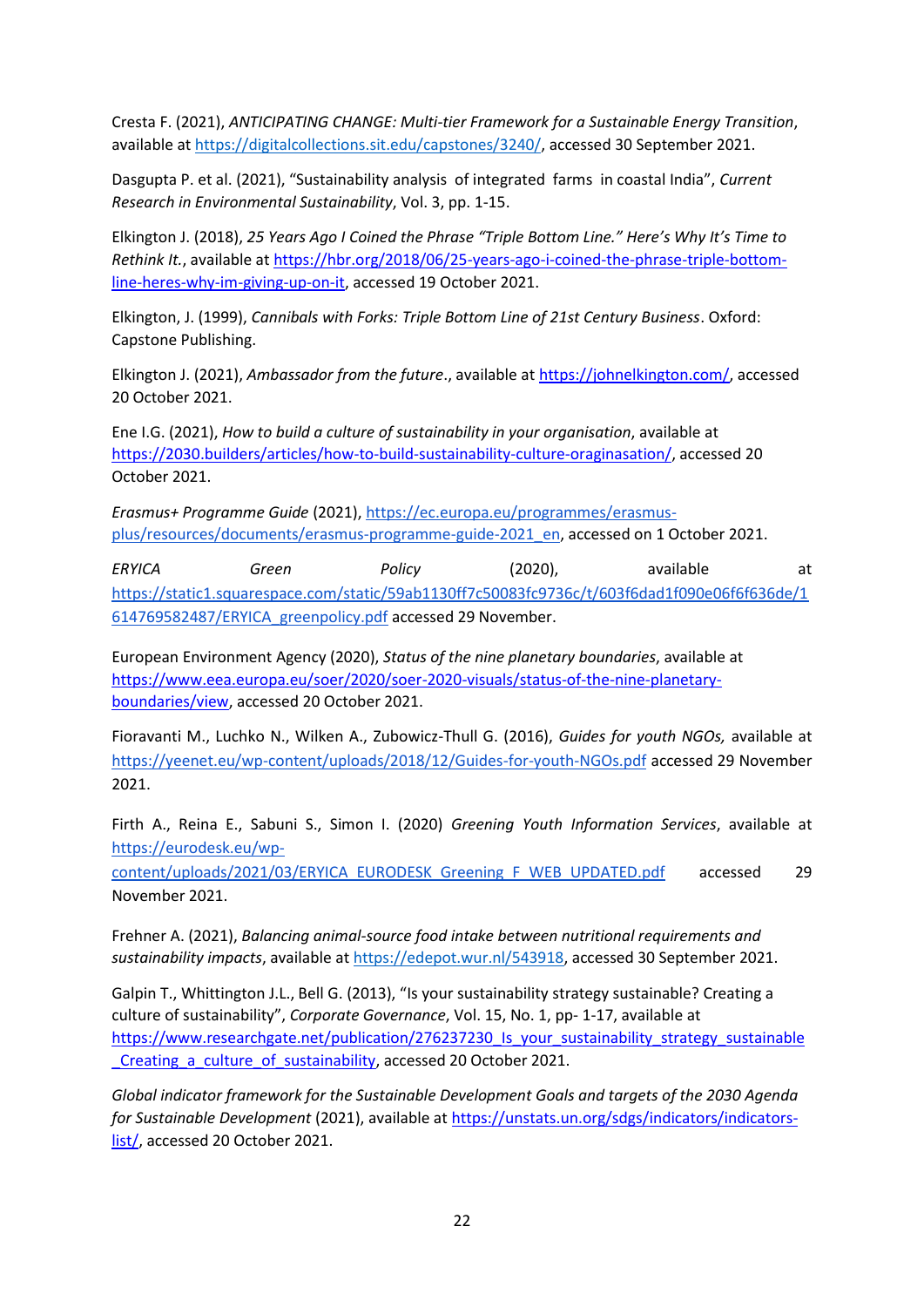Cresta F. (2021), *ANTICIPATING CHANGE: Multi-tier Framework for a Sustainable Energy Transition*, available at https://digitalcollections.sit.edu/capstones/3240/, accessed 30 September 2021.

Dasgupta P. et al. (2021), "Sustainability analysis of integrated farms in coastal India", *Current Research in Environmental Sustainability*, Vol. 3, pp. 1-15.

Elkington J. (2018), *25 Years Ago I Coined the Phrase "Triple Bottom Line." Here's Why It's Time to Rethink It.*, available at https://hbr.org/2018/06/25-years-ago-i-coined-the-phrase-triple-bottom-line-heres-why-im-giving-up-on-it, accessed 19 October 2021.

Elkington, J. (1999), *Cannibals with Forks: Triple Bottom Line of 21st Century Business*. Oxford: Capstone Publishing.

Elkington J. (2021), *Ambassador from the future*., available at https://johnelkington.com/, accessed 20 October 2021.

Ene I.G. (2021), *How to build a culture of sustainability in your organisation*, available at https://2030.builders/articles/how-to-build-sustainability-culture-oraginasation/, accessed 20 October 2021.

*Erasmus+ Programme Guide* (2021), https://ec.europa.eu/programmes/erasmus-plus/resources/documents/erasmus-programme-guide-2021_en, accessed on 1 October 2021.

*ERYICA Green Policy* (2020), available at https://static1.squarespace.com/static/59ab1130ff7c50083fc9736c/t/603f6dad1f090e06f6f636de/1614769582487/ERYICA_greenpolicy.pdf accessed 29 November.

European Environment Agency (2020), *Status of the nine planetary boundaries*, available at https://www.eea.europa.eu/soer/2020/soer-2020-visuals/status-of-the-nine-planetary-boundaries/view, accessed 20 October 2021.

Fioravanti M., Luchko N., Wilken A., Zubowicz-Thull G. (2016), *Guides for youth NGOs,* available at https://yeenet.eu/wp-content/uploads/2018/12/Guides-for-youth-NGOs.pdf accessed 29 November 2021.

Firth A., Reina E., Sabuni S., Simon I. (2020) *Greening Youth Information Services*, available at https://eurodesk.eu/wp-content/uploads/2021/03/ERYICA_EURODESK_Greening_F_WEB_UPDATED.pdf accessed 29 November 2021.

Frehner A. (2021), *Balancing animal-source food intake between nutritional requirements and sustainability impacts*, available at https://edepot.wur.nl/543918, accessed 30 September 2021.

Galpin T., Whittington J.L., Bell G. (2013), "Is your sustainability strategy sustainable? Creating a culture of sustainability", *Corporate Governance*, Vol. 15, No. 1, pp- 1-17, available at https://www.researchgate.net/publication/276237230_Is_your_sustainability_strategy_sustainable_Creating_a_culture_of_sustainability, accessed 20 October 2021.

*Global indicator framework for the Sustainable Development Goals and targets of the 2030 Agenda for Sustainable Development* (2021), available at https://unstats.un.org/sdgs/indicators/indicators-list/, accessed 20 October 2021.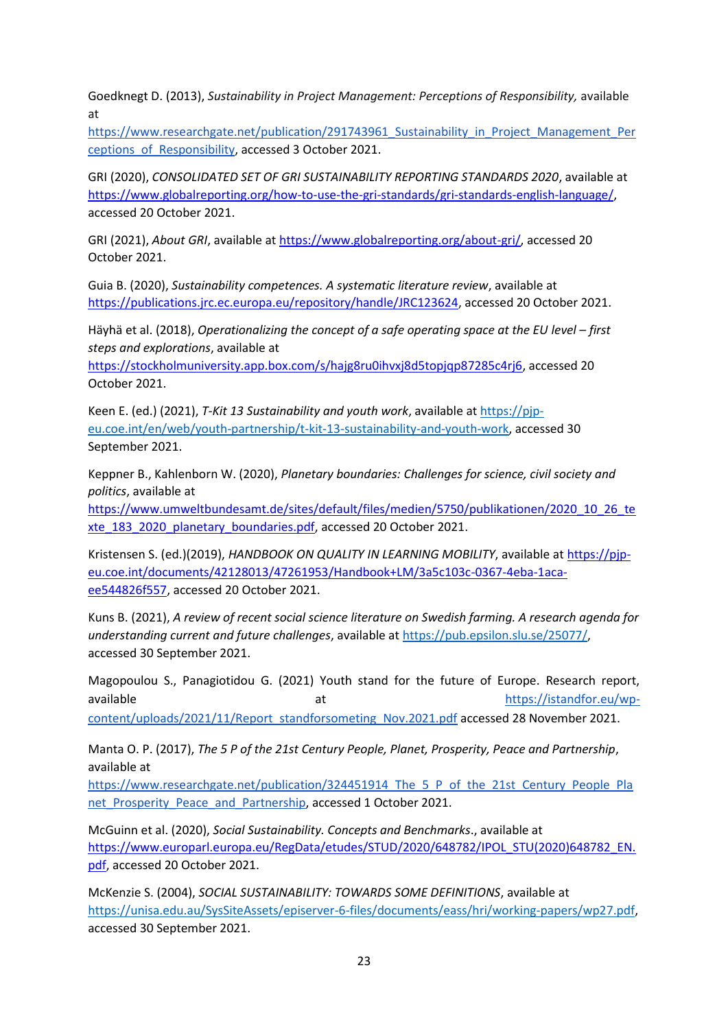Goedknegt D. (2013), *Sustainability in Project Management: Perceptions of Responsibility,* available at https://www.researchgate.net/publication/291743961_Sustainability_in_Project_Management_Perceptions_of_Responsibility, accessed 3 October 2021.

GRI (2020), *CONSOLIDATED SET OF GRI SUSTAINABILITY REPORTING STANDARDS 2020*, available at https://www.globalreporting.org/how-to-use-the-gri-standards/gri-standards-english-language/, accessed 20 October 2021.

GRI (2021), *About GRI*, available at https://www.globalreporting.org/about-gri/, accessed 20 October 2021.

Guia B. (2020), *Sustainability competences. A systematic literature review*, available at https://publications.jrc.ec.europa.eu/repository/handle/JRC123624, accessed 20 October 2021.

Häyhä et al. (2018), *Operationalizing the concept of a safe operating space at the EU level – first steps and explorations*, available at https://stockholmuniversity.app.box.com/s/hajg8ru0ihvxj8d5topjqp87285c4rj6, accessed 20 October 2021.

Keen E. (ed.) (2021), *T-Kit 13 Sustainability and youth work*, available at https://pjp-eu.coe.int/en/web/youth-partnership/t-kit-13-sustainability-and-youth-work, accessed 30 September 2021.

Keppner B., Kahlenborn W. (2020), *Planetary boundaries: Challenges for science, civil society and politics*, available at https://www.umweltbundesamt.de/sites/default/files/medien/5750/publikationen/2020_10_26_texte_183_2020_planetary_boundaries.pdf, accessed 20 October 2021.

Kristensen S. (ed.)(2019), *HANDBOOK ON QUALITY IN LEARNING MOBILITY*, available at https://pjp-eu.coe.int/documents/42128013/47261953/Handbook+LM/3a5c103c-0367-4eba-1aca-ee544826f557, accessed 20 October 2021.

Kuns B. (2021), *A review of recent social science literature on Swedish farming. A research agenda for understanding current and future challenges*, available at https://pub.epsilon.slu.se/25077/, accessed 30 September 2021.

Magopoulou S., Panagiotidou G. (2021) Youth stand for the future of Europe. Research report, available at https://istandfor.eu/wp-content/uploads/2021/11/Report_standforsometing_Nov.2021.pdf accessed 28 November 2021.

Manta O. P. (2017), *The 5 P of the 21st Century People, Planet, Prosperity, Peace and Partnership*, available at https://www.researchgate.net/publication/324451914_The_5_P_of_the_21st_Century_People_Planet_Prosperity_Peace_and_Partnership, accessed 1 October 2021.

McGuinn et al. (2020), *Social Sustainability. Concepts and Benchmarks*., available at https://www.europarl.europa.eu/RegData/etudes/STUD/2020/648782/IPOL_STU(2020)648782_EN.pdf, accessed 20 October 2021.

McKenzie S. (2004), *SOCIAL SUSTAINABILITY: TOWARDS SOME DEFINITIONS*, available at https://unisa.edu.au/SysSiteAssets/episerver-6-files/documents/eass/hri/working-papers/wp27.pdf, accessed 30 September 2021.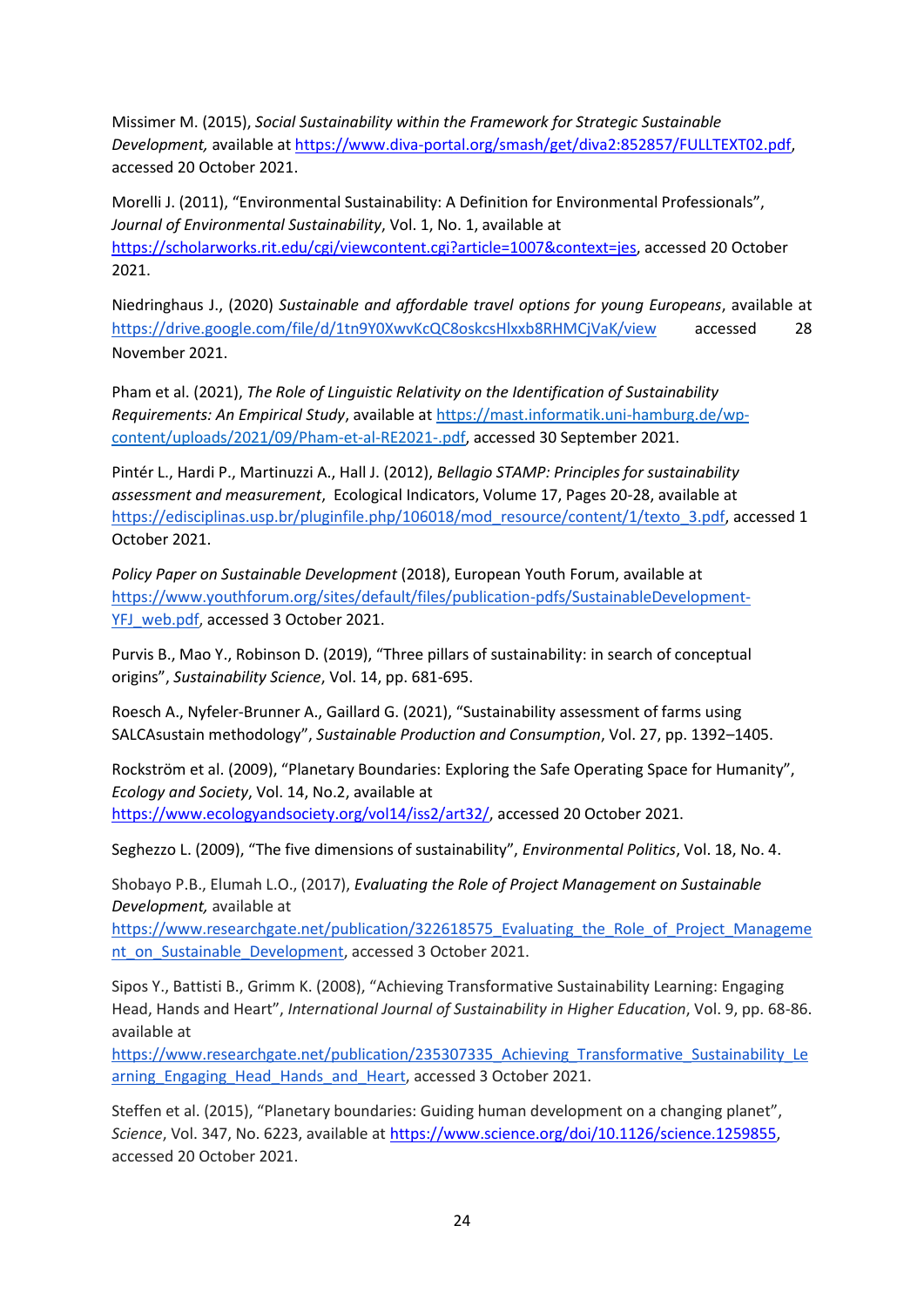Missimer M. (2015), *Social Sustainability within the Framework for Strategic Sustainable Development,* available at https://www.diva-portal.org/smash/get/diva2:852857/FULLTEXT02.pdf, accessed 20 October 2021.

Morelli J. (2011), "Environmental Sustainability: A Definition for Environmental Professionals", *Journal of Environmental Sustainability*, Vol. 1, No. 1, available at https://scholarworks.rit.edu/cgi/viewcontent.cgi?article=1007&context=jes, accessed 20 October 2021.

Niedringhaus J., (2020) *Sustainable and affordable travel options for young Europeans*, available at https://drive.google.com/file/d/1tn9Y0XwvKcQC8oskcsHlxxb8RHMCjVaK/view accessed 28 November 2021.

Pham et al. (2021), *The Role of Linguistic Relativity on the Identification of Sustainability Requirements: An Empirical Study*, available at https://mast.informatik.uni-hamburg.de/wp-content/uploads/2021/09/Pham-et-al-RE2021-.pdf, accessed 30 September 2021.

Pintér L., Hardi P., Martinuzzi A., Hall J. (2012), *Bellagio STAMP: Principles for sustainability assessment and measurement*, Ecological Indicators, Volume 17, Pages 20-28, available at https://edisciplinas.usp.br/pluginfile.php/106018/mod_resource/content/1/texto_3.pdf, accessed 1 October 2021.

*Policy Paper on Sustainable Development* (2018), European Youth Forum, available at https://www.youthforum.org/sites/default/files/publication-pdfs/SustainableDevelopment-YFJ_web.pdf, accessed 3 October 2021.

Purvis B., Mao Y., Robinson D. (2019), "Three pillars of sustainability: in search of conceptual origins", *Sustainability Science*, Vol. 14, pp. 681-695.

Roesch A., Nyfeler-Brunner A., Gaillard G. (2021), "Sustainability assessment of farms using SALCAsustain methodology", *Sustainable Production and Consumption*, Vol. 27, pp. 1392–1405.

Rockström et al. (2009), "Planetary Boundaries: Exploring the Safe Operating Space for Humanity", *Ecology and Society*, Vol. 14, No.2, available at https://www.ecologyandsociety.org/vol14/iss2/art32/, accessed 20 October 2021.

Seghezzo L. (2009), "The five dimensions of sustainability", *Environmental Politics*, Vol. 18, No. 4.

Shobayo P.B., Elumah L.O., (2017), *Evaluating the Role of Project Management on Sustainable Development,* available at https://www.researchgate.net/publication/322618575_Evaluating_the_Role_of_Project_Management_on_Sustainable_Development, accessed 3 October 2021.

Sipos Y., Battisti B., Grimm K. (2008), "Achieving Transformative Sustainability Learning: Engaging Head, Hands and Heart", *International Journal of Sustainability in Higher Education*, Vol. 9, pp. 68-86. available at https://www.researchgate.net/publication/235307335_Achieving_Transformative_Sustainability_Learning_Engaging_Head_Hands_and_Heart, accessed 3 October 2021.

Steffen et al. (2015), "Planetary boundaries: Guiding human development on a changing planet", *Science*, Vol. 347, No. 6223, available at https://www.science.org/doi/10.1126/science.1259855, accessed 20 October 2021.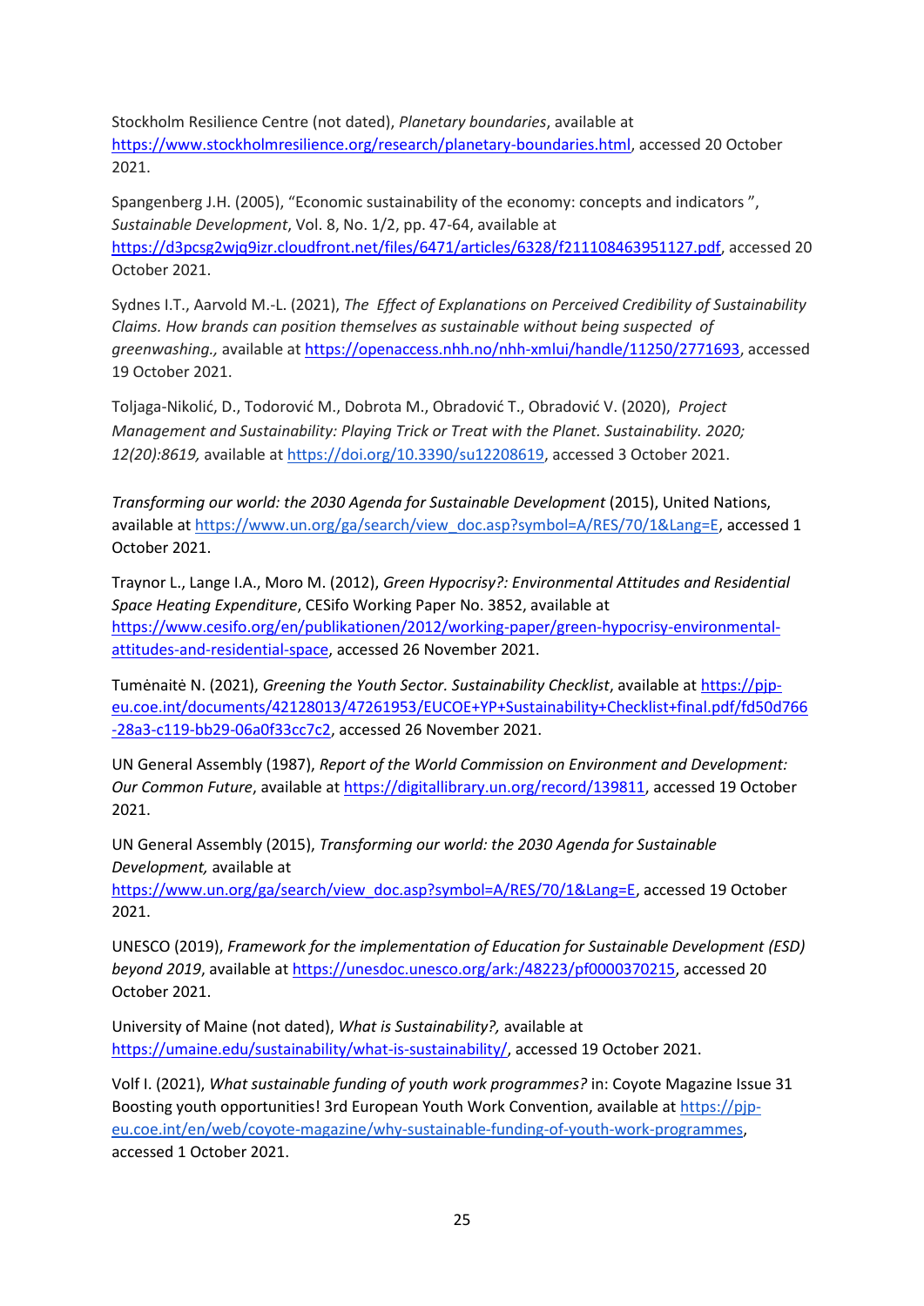Stockholm Resilience Centre (not dated), *Planetary boundaries*, available at https://www.stockholmresilience.org/research/planetary-boundaries.html, accessed 20 October 2021.

Spangenberg J.H. (2005), “Economic sustainability of the economy: concepts and indicators ”, *Sustainable Development*, Vol. 8, No. 1/2, pp. 47-64, available at https://d3pcsg2wjq9izr.cloudfront.net/files/6471/articles/6328/f211108463951127.pdf, accessed 20 October 2021.

Sydnes I.T., Aarvold M.-L. (2021), *The Effect of Explanations on Perceived Credibility of Sustainability Claims. How brands can position themselves as sustainable without being suspected of greenwashing.,* available at https://openaccess.nhh.no/nhh-xmlui/handle/11250/2771693, accessed 19 October 2021.

Toljaga-Nikolić, D., Todorović M., Dobrota M., Obradović T., Obradović V. (2020), *Project Management and Sustainability: Playing Trick or Treat with the Planet. Sustainability. 2020; 12(20):8619,* available at https://doi.org/10.3390/su12208619, accessed 3 October 2021.

*Transforming our world: the 2030 Agenda for Sustainable Development* (2015), United Nations, available at https://www.un.org/ga/search/view_doc.asp?symbol=A/RES/70/1&Lang=E, accessed 1 October 2021.

Traynor L., Lange I.A., Moro M. (2012), *Green Hypocrisy?: Environmental Attitudes and Residential Space Heating Expenditure*, CESifo Working Paper No. 3852, available at https://www.cesifo.org/en/publikationen/2012/working-paper/green-hypocrisy-environmental-attitudes-and-residential-space, accessed 26 November 2021.

Tumėnaitė N. (2021), *Greening the Youth Sector. Sustainability Checklist*, available at https://pjp-eu.coe.int/documents/42128013/47261953/EUCOE+YP+Sustainability+Checklist+final.pdf/fd50d766-28a3-c119-bb29-06a0f33cc7c2, accessed 26 November 2021.

UN General Assembly (1987), *Report of the World Commission on Environment and Development: Our Common Future*, available at https://digitallibrary.un.org/record/139811, accessed 19 October 2021.

UN General Assembly (2015), *Transforming our world: the 2030 Agenda for Sustainable Development,* available at https://www.un.org/ga/search/view_doc.asp?symbol=A/RES/70/1&Lang=E, accessed 19 October 2021.

UNESCO (2019), *Framework for the implementation of Education for Sustainable Development (ESD) beyond 2019*, available at https://unesdoc.unesco.org/ark:/48223/pf0000370215, accessed 20 October 2021.

University of Maine (not dated), *What is Sustainability?,* available at https://umaine.edu/sustainability/what-is-sustainability/, accessed 19 October 2021.

Volf I. (2021), *What sustainable funding of youth work programmes?* in: Coyote Magazine Issue 31 Boosting youth opportunities! 3rd European Youth Work Convention, available at https://pjp-eu.coe.int/en/web/coyote-magazine/why-sustainable-funding-of-youth-work-programmes, accessed 1 October 2021.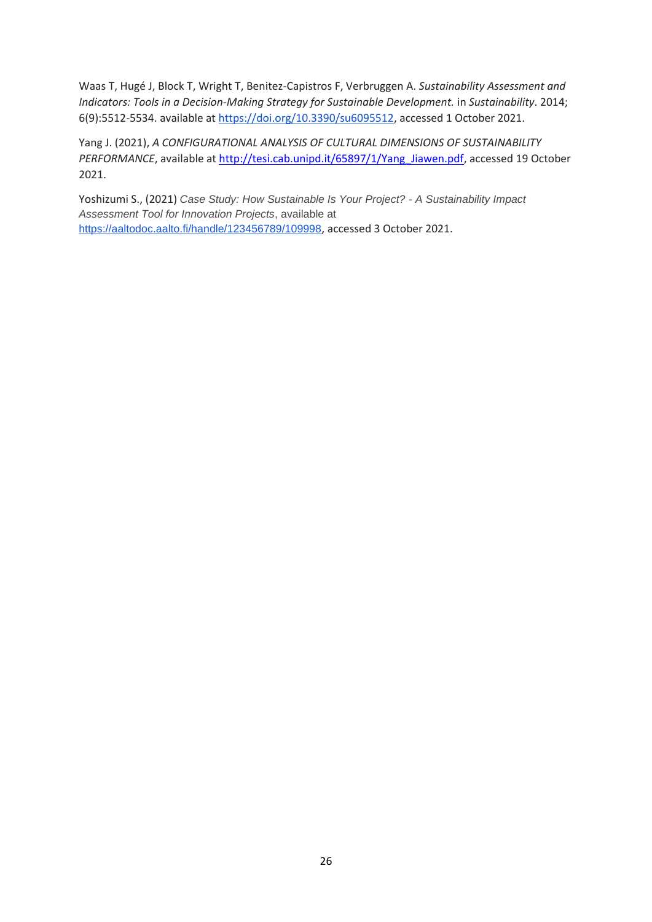Waas T, Hugé J, Block T, Wright T, Benitez-Capistros F, Verbruggen A. *Sustainability Assessment and Indicators: Tools in a Decision-Making Strategy for Sustainable Development.* in *Sustainability*. 2014; 6(9):5512-5534. available at https://doi.org/10.3390/su6095512, accessed 1 October 2021.

Yang J. (2021), *A CONFIGURATIONAL ANALYSIS OF CULTURAL DIMENSIONS OF SUSTAINABILITY PERFORMANCE*, available at http://tesi.cab.unipd.it/65897/1/Yang_Jiawen.pdf, accessed 19 October 2021.

Yoshizumi S., (2021) *Case Study: How Sustainable Is Your Project? - A Sustainability Impact Assessment Tool for Innovation Projects*, available at https://aaltodoc.aalto.fi/handle/123456789/109998, accessed 3 October 2021.